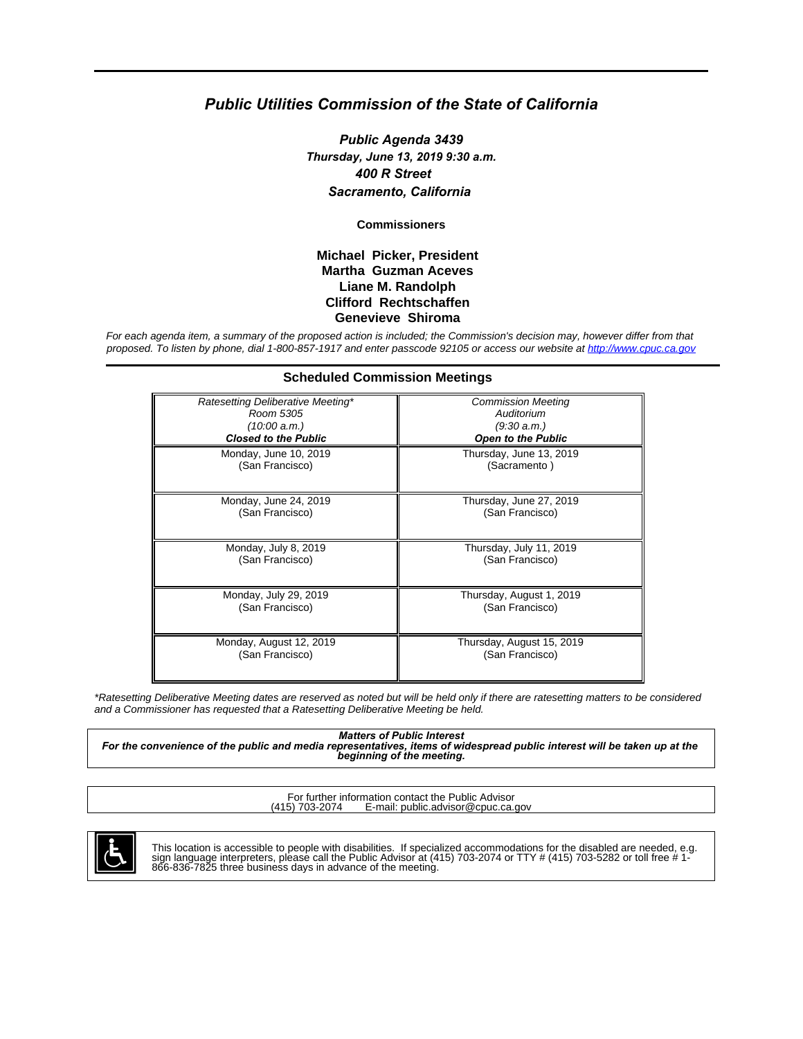# *Public Utilities Commission of the State of California*

***Public Agenda 3439***
***Thursday, June 13, 2019 9:30 a.m.***
***400 R Street***
***Sacramento, California***

**Commissioners**

**Michael Picker, President**
**Martha Guzman Aceves**
**Liane M. Randolph**
**Clifford Rechtschaffen**
**Genevieve Shiroma**

*For each agenda item, a summary of the proposed action is included; the Commission's decision may, however differ from that proposed. To listen by phone, dial 1-800-857-1917 and enter passcode 92105 or access our website at http://www.cpuc.ca.gov*

## Scheduled Commission Meetings

| *Ratesetting Deliberative Meeting** *Room 5305* *(10:00 a.m.)* ***Closed to the Public*** | *Commission Meeting* *Auditorium* *(9:30 a.m.)* ***Open to the Public*** |
|---|---|
| Monday, June 10, 2019 (San Francisco) | Thursday, June 13, 2019 (Sacramento ) |
| Monday, June 24, 2019 (San Francisco) | Thursday, June 27, 2019 (San Francisco) |
| Monday, July 8, 2019 (San Francisco) | Thursday, July 11, 2019 (San Francisco) |
| Monday, July 29, 2019 (San Francisco) | Thursday, August 1, 2019 (San Francisco) |
| Monday, August 12, 2019 (San Francisco) | Thursday, August 15, 2019 (San Francisco) |

*\*Ratesetting Deliberative Meeting dates are reserved as noted but will be held only if there are ratesetting matters to be considered and a Commissioner has requested that a Ratesetting Deliberative Meeting be held.*

***Matters of Public Interest***
***For the convenience of the public and media representatives, items of widespread public interest will be taken up at the beginning of the meeting.***

For further information contact the Public Advisor
(415) 703-2074 E-mail: public.advisor@cpuc.ca.gov

This location is accessible to people with disabilities. If specialized accommodations for the disabled are needed, e.g. sign language interpreters, please call the Public Advisor at (415) 703-2074 or TTY # (415) 703-5282 or toll free # 1-866-836-7825 three business days in advance of the meeting.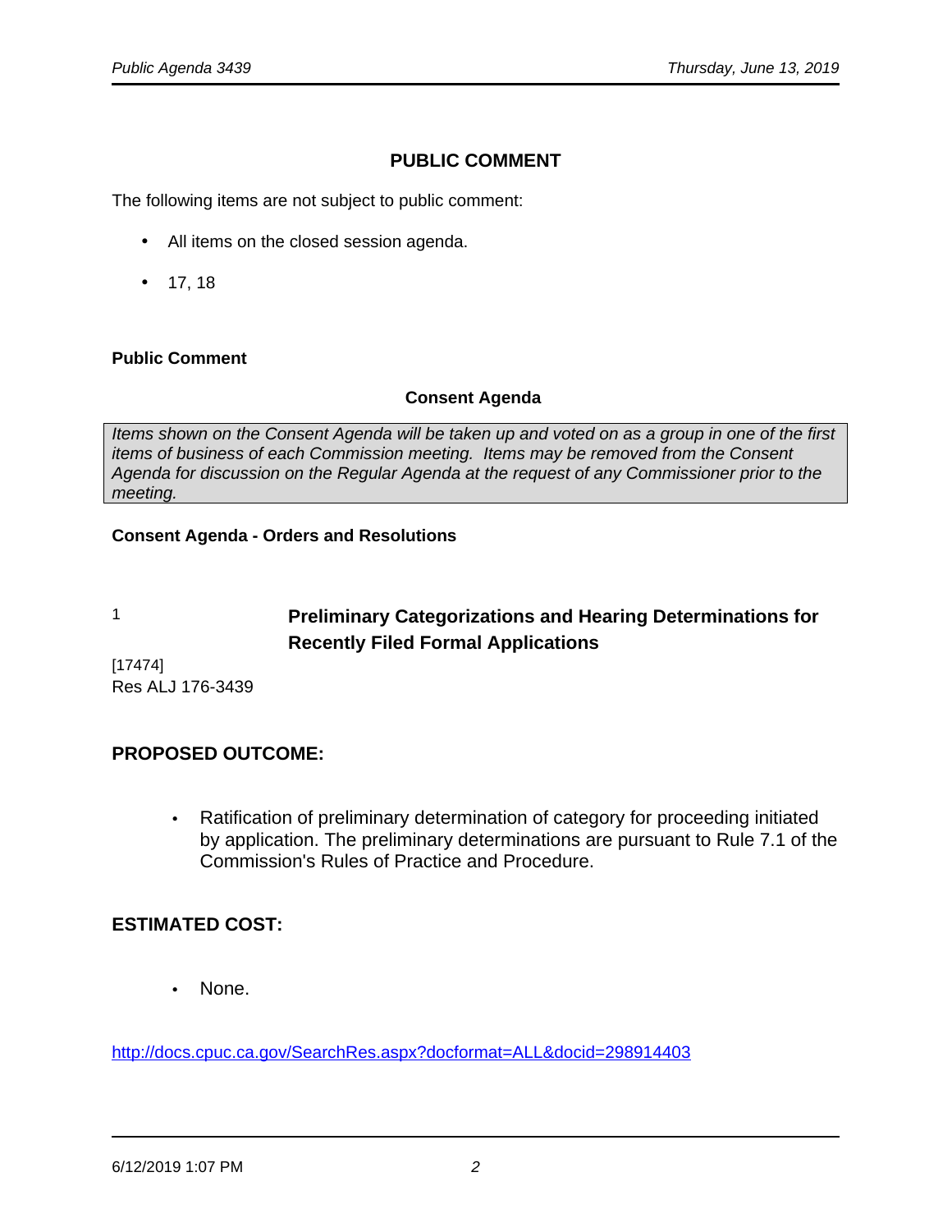## PUBLIC COMMENT

The following items are not subject to public comment:

- All items on the closed session agenda.
- 17, 18

**Public Comment**

**Consent Agenda**

*Items shown on the Consent Agenda will be taken up and voted on as a group in one of the first items of business of each Commission meeting. Items may be removed from the Consent Agenda for discussion on the Regular Agenda at the request of any Commissioner prior to the meeting.*

**Consent Agenda - Orders and Resolutions**

1

**Preliminary Categorizations and Hearing Determinations for Recently Filed Formal Applications**

[17474]
Res ALJ 176-3439

### PROPOSED OUTCOME:

- Ratification of preliminary determination of category for proceeding initiated by application. The preliminary determinations are pursuant to Rule 7.1 of the Commission's Rules of Practice and Procedure.

### ESTIMATED COST:

- None.

http://docs.cpuc.ca.gov/SearchRes.aspx?docformat=ALL&docid=298914403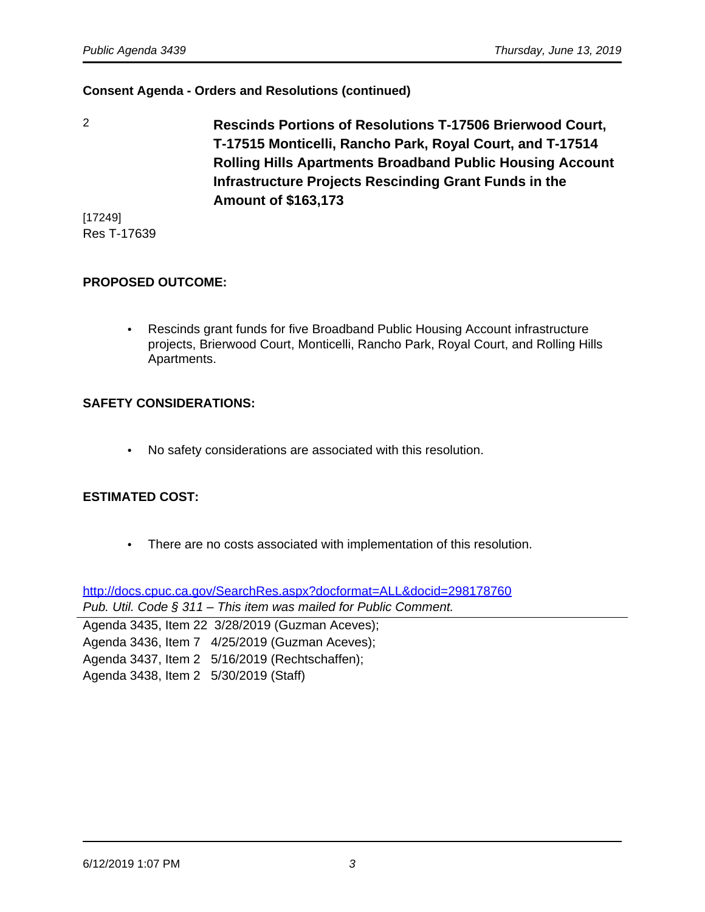**Consent Agenda - Orders and Resolutions (continued)**

2 **Rescinds Portions of Resolutions T-17506 Brierwood Court, T-17515 Monticelli, Rancho Park, Royal Court, and T-17514 Rolling Hills Apartments Broadband Public Housing Account Infrastructure Projects Rescinding Grant Funds in the Amount of $163,173**

[17249]
Res T-17639

**PROPOSED OUTCOME:**

- Rescinds grant funds for five Broadband Public Housing Account infrastructure projects, Brierwood Court, Monticelli, Rancho Park, Royal Court, and Rolling Hills Apartments.

**SAFETY CONSIDERATIONS:**

- No safety considerations are associated with this resolution.

**ESTIMATED COST:**

- There are no costs associated with implementation of this resolution.

http://docs.cpuc.ca.gov/SearchRes.aspx?docformat=ALL&docid=298178760
*Pub. Util. Code § 311 – This item was mailed for Public Comment.*

---

Agenda 3435, Item 22 3/28/2019 (Guzman Aceves);
Agenda 3436, Item 7 4/25/2019 (Guzman Aceves);
Agenda 3437, Item 2 5/16/2019 (Rechtschaffen);
Agenda 3438, Item 2 5/30/2019 (Staff)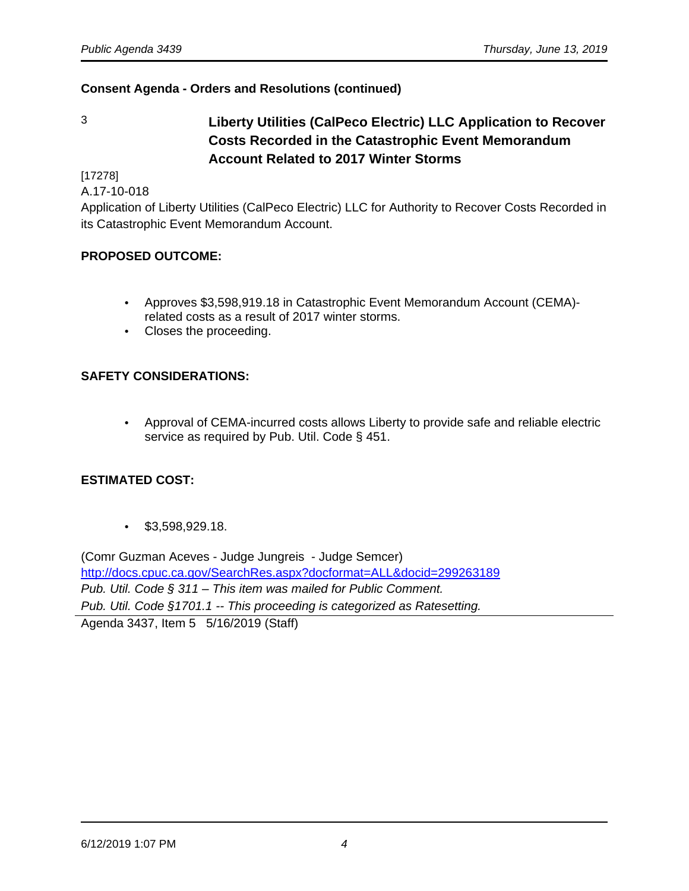**Consent Agenda - Orders and Resolutions (continued)**

### 3 Liberty Utilities (CalPeco Electric) LLC Application to Recover Costs Recorded in the Catastrophic Event Memorandum Account Related to 2017 Winter Storms

[17278]
A.17-10-018
Application of Liberty Utilities (CalPeco Electric) LLC for Authority to Recover Costs Recorded in its Catastrophic Event Memorandum Account.

**PROPOSED OUTCOME:**

- Approves $3,598,919.18 in Catastrophic Event Memorandum Account (CEMA)-related costs as a result of 2017 winter storms.
- Closes the proceeding.

**SAFETY CONSIDERATIONS:**

- Approval of CEMA-incurred costs allows Liberty to provide safe and reliable electric service as required by Pub. Util. Code § 451.

**ESTIMATED COST:**

- $3,598,929.18.

(Comr Guzman Aceves - Judge Jungreis - Judge Semcer)
http://docs.cpuc.ca.gov/SearchRes.aspx?docformat=ALL&docid=299263189
*Pub. Util. Code § 311 – This item was mailed for Public Comment.*
*Pub. Util. Code §1701.1 -- This proceeding is categorized as Ratesetting.*

---

Agenda 3437, Item 5 5/16/2019 (Staff)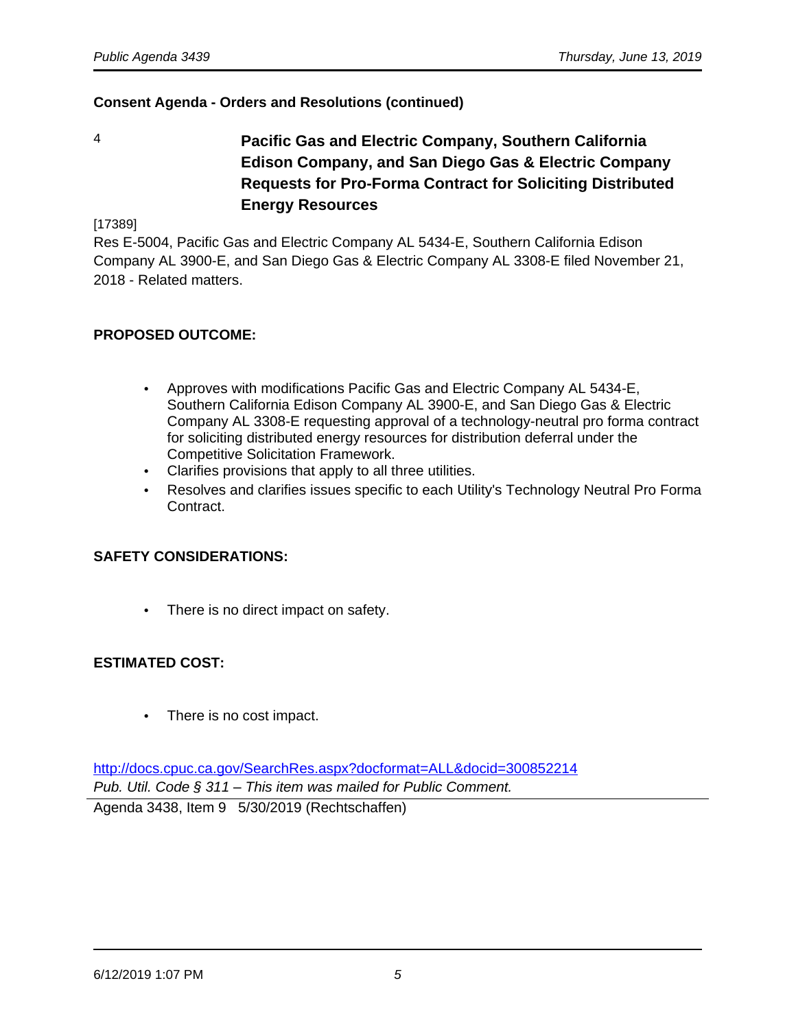**Consent Agenda - Orders and Resolutions (continued)**

4 **Pacific Gas and Electric Company, Southern California Edison Company, and San Diego Gas & Electric Company Requests for Pro-Forma Contract for Soliciting Distributed Energy Resources**

[17389]

Res E-5004, Pacific Gas and Electric Company AL 5434-E, Southern California Edison Company AL 3900-E, and San Diego Gas & Electric Company AL 3308-E filed November 21, 2018 - Related matters.

**PROPOSED OUTCOME:**

- Approves with modifications Pacific Gas and Electric Company AL 5434-E, Southern California Edison Company AL 3900-E, and San Diego Gas & Electric Company AL 3308-E requesting approval of a technology-neutral pro forma contract for soliciting distributed energy resources for distribution deferral under the Competitive Solicitation Framework.
- Clarifies provisions that apply to all three utilities.
- Resolves and clarifies issues specific to each Utility's Technology Neutral Pro Forma Contract.

**SAFETY CONSIDERATIONS:**

- There is no direct impact on safety.

**ESTIMATED COST:**

- There is no cost impact.

http://docs.cpuc.ca.gov/SearchRes.aspx?docformat=ALL&docid=300852214

*Pub. Util. Code § 311 – This item was mailed for Public Comment.*

Agenda 3438, Item 9 5/30/2019 (Rechtschaffen)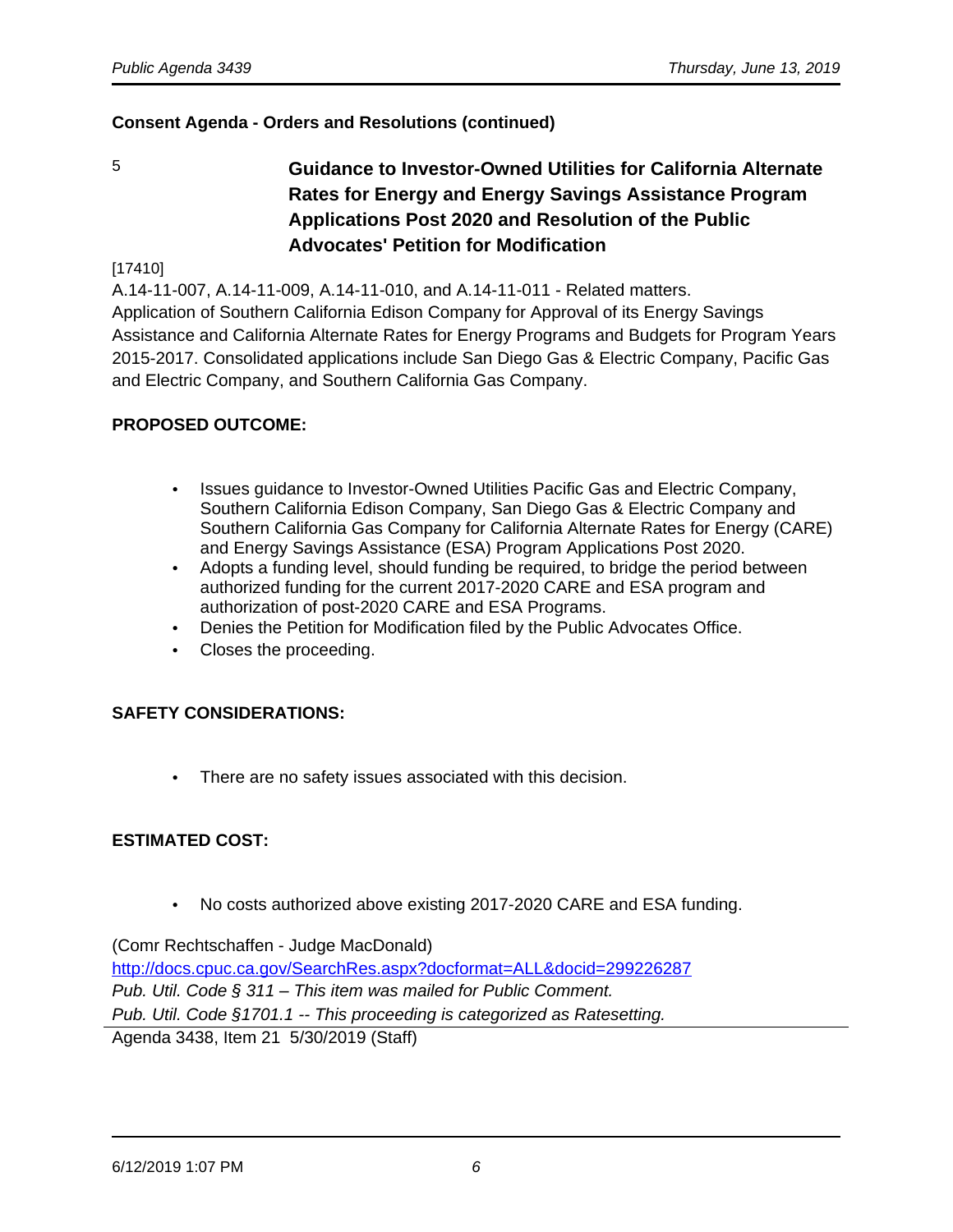**Consent Agenda - Orders and Resolutions (continued)**

5 **Guidance to Investor-Owned Utilities for California Alternate Rates for Energy and Energy Savings Assistance Program Applications Post 2020 and Resolution of the Public Advocates' Petition for Modification**

[17410]

A.14-11-007, A.14-11-009, A.14-11-010, and A.14-11-011 - Related matters.
Application of Southern California Edison Company for Approval of its Energy Savings Assistance and California Alternate Rates for Energy Programs and Budgets for Program Years 2015-2017. Consolidated applications include San Diego Gas & Electric Company, Pacific Gas and Electric Company, and Southern California Gas Company.

**PROPOSED OUTCOME:**

- Issues guidance to Investor-Owned Utilities Pacific Gas and Electric Company, Southern California Edison Company, San Diego Gas & Electric Company and Southern California Gas Company for California Alternate Rates for Energy (CARE) and Energy Savings Assistance (ESA) Program Applications Post 2020.
- Adopts a funding level, should funding be required, to bridge the period between authorized funding for the current 2017-2020 CARE and ESA program and authorization of post-2020 CARE and ESA Programs.
- Denies the Petition for Modification filed by the Public Advocates Office.
- Closes the proceeding.

**SAFETY CONSIDERATIONS:**

- There are no safety issues associated with this decision.

**ESTIMATED COST:**

- No costs authorized above existing 2017-2020 CARE and ESA funding.

(Comr Rechtschaffen - Judge MacDonald)
http://docs.cpuc.ca.gov/SearchRes.aspx?docformat=ALL&docid=299226287
*Pub. Util. Code § 311 – This item was mailed for Public Comment.*
*Pub. Util. Code §1701.1 -- This proceeding is categorized as Ratesetting.*

Agenda 3438, Item 21 5/30/2019 (Staff)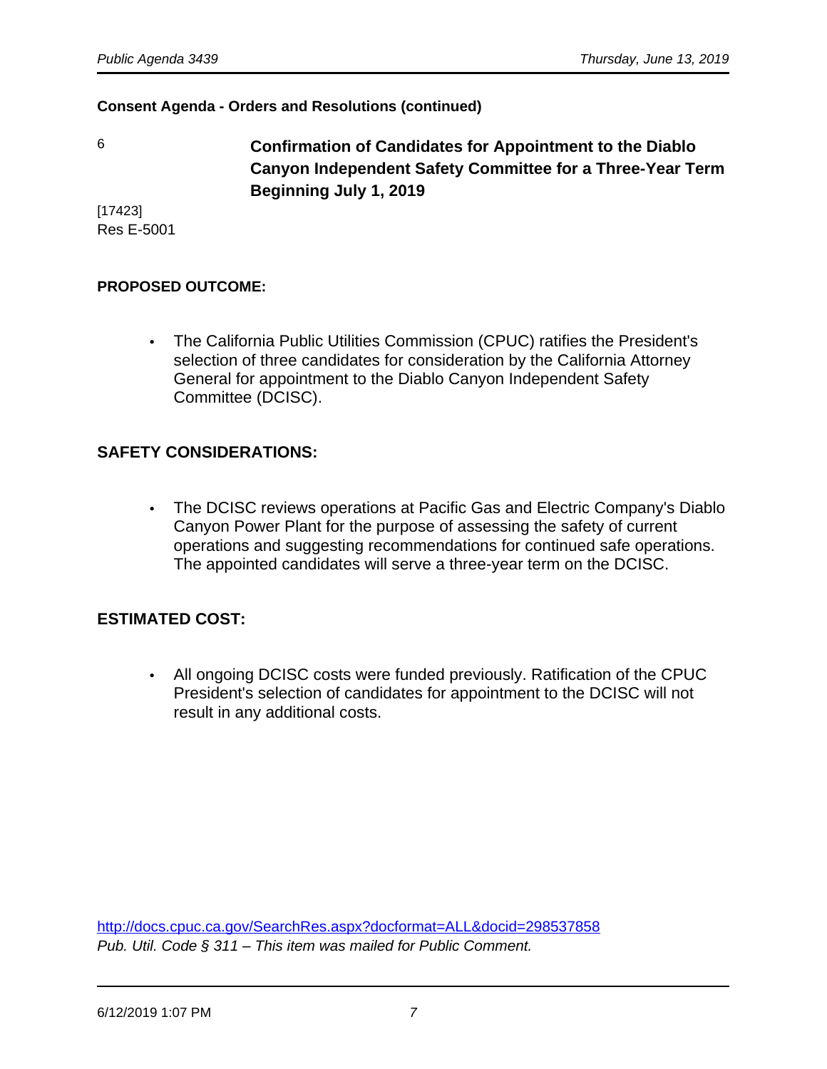**Consent Agenda - Orders and Resolutions (continued)**

6 **Confirmation of Candidates for Appointment to the Diablo Canyon Independent Safety Committee for a Three-Year Term Beginning July 1, 2019**

[17423]
Res E-5001

**PROPOSED OUTCOME:**

- The California Public Utilities Commission (CPUC) ratifies the President's selection of three candidates for consideration by the California Attorney General for appointment to the Diablo Canyon Independent Safety Committee (DCISC).

**SAFETY CONSIDERATIONS:**

- The DCISC reviews operations at Pacific Gas and Electric Company's Diablo Canyon Power Plant for the purpose of assessing the safety of current operations and suggesting recommendations for continued safe operations. The appointed candidates will serve a three-year term on the DCISC.

**ESTIMATED COST:**

- All ongoing DCISC costs were funded previously. Ratification of the CPUC President's selection of candidates for appointment to the DCISC will not result in any additional costs.

http://docs.cpuc.ca.gov/SearchRes.aspx?docformat=ALL&docid=298537858
*Pub. Util. Code § 311 – This item was mailed for Public Comment.*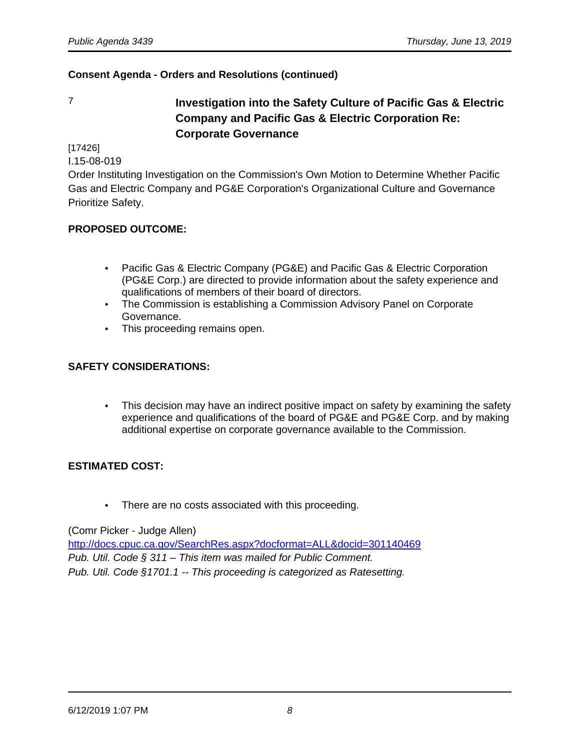**Consent Agenda - Orders and Resolutions (continued)**

7 **Investigation into the Safety Culture of Pacific Gas & Electric Company and Pacific Gas & Electric Corporation Re: Corporate Governance**

[17426]
I.15-08-019
Order Instituting Investigation on the Commission's Own Motion to Determine Whether Pacific Gas and Electric Company and PG&E Corporation's Organizational Culture and Governance Prioritize Safety.

**PROPOSED OUTCOME:**

- Pacific Gas & Electric Company (PG&E) and Pacific Gas & Electric Corporation (PG&E Corp.) are directed to provide information about the safety experience and qualifications of members of their board of directors.
- The Commission is establishing a Commission Advisory Panel on Corporate Governance.
- This proceeding remains open.

**SAFETY CONSIDERATIONS:**

- This decision may have an indirect positive impact on safety by examining the safety experience and qualifications of the board of PG&E and PG&E Corp. and by making additional expertise on corporate governance available to the Commission.

**ESTIMATED COST:**

- There are no costs associated with this proceeding.

(Comr Picker - Judge Allen)
http://docs.cpuc.ca.gov/SearchRes.aspx?docformat=ALL&docid=301140469
*Pub. Util. Code § 311 – This item was mailed for Public Comment.*
*Pub. Util. Code §1701.1 -- This proceeding is categorized as Ratesetting.*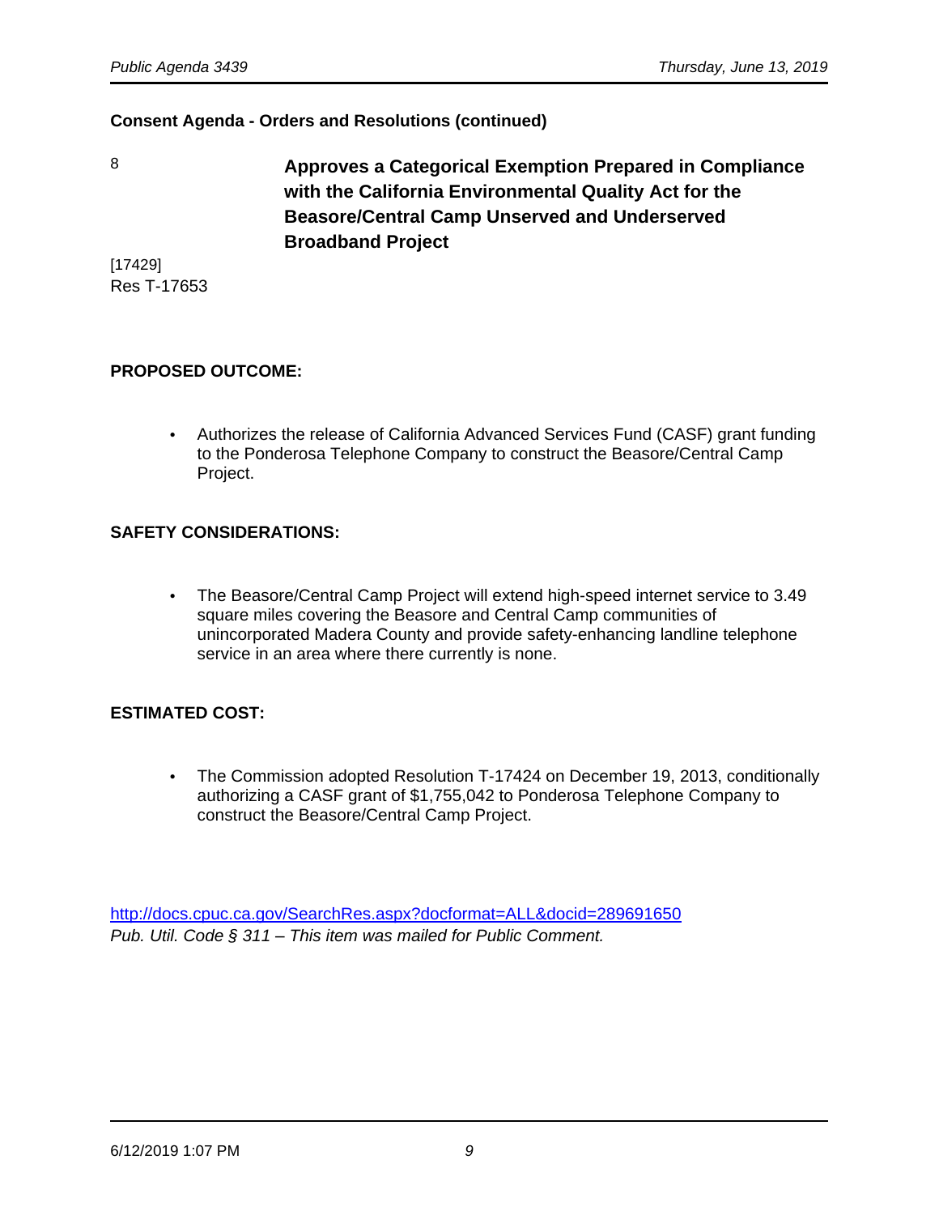**Consent Agenda - Orders and Resolutions (continued)**

8

**Approves a Categorical Exemption Prepared in Compliance with the California Environmental Quality Act for the Beasore/Central Camp Unserved and Underserved Broadband Project**

[17429]
Res T-17653

**PROPOSED OUTCOME:**

- Authorizes the release of California Advanced Services Fund (CASF) grant funding to the Ponderosa Telephone Company to construct the Beasore/Central Camp Project.

**SAFETY CONSIDERATIONS:**

- The Beasore/Central Camp Project will extend high-speed internet service to 3.49 square miles covering the Beasore and Central Camp communities of unincorporated Madera County and provide safety-enhancing landline telephone service in an area where there currently is none.

**ESTIMATED COST:**

- The Commission adopted Resolution T-17424 on December 19, 2013, conditionally authorizing a CASF grant of $1,755,042 to Ponderosa Telephone Company to construct the Beasore/Central Camp Project.

http://docs.cpuc.ca.gov/SearchRes.aspx?docformat=ALL&docid=289691650
*Pub. Util. Code § 311 – This item was mailed for Public Comment.*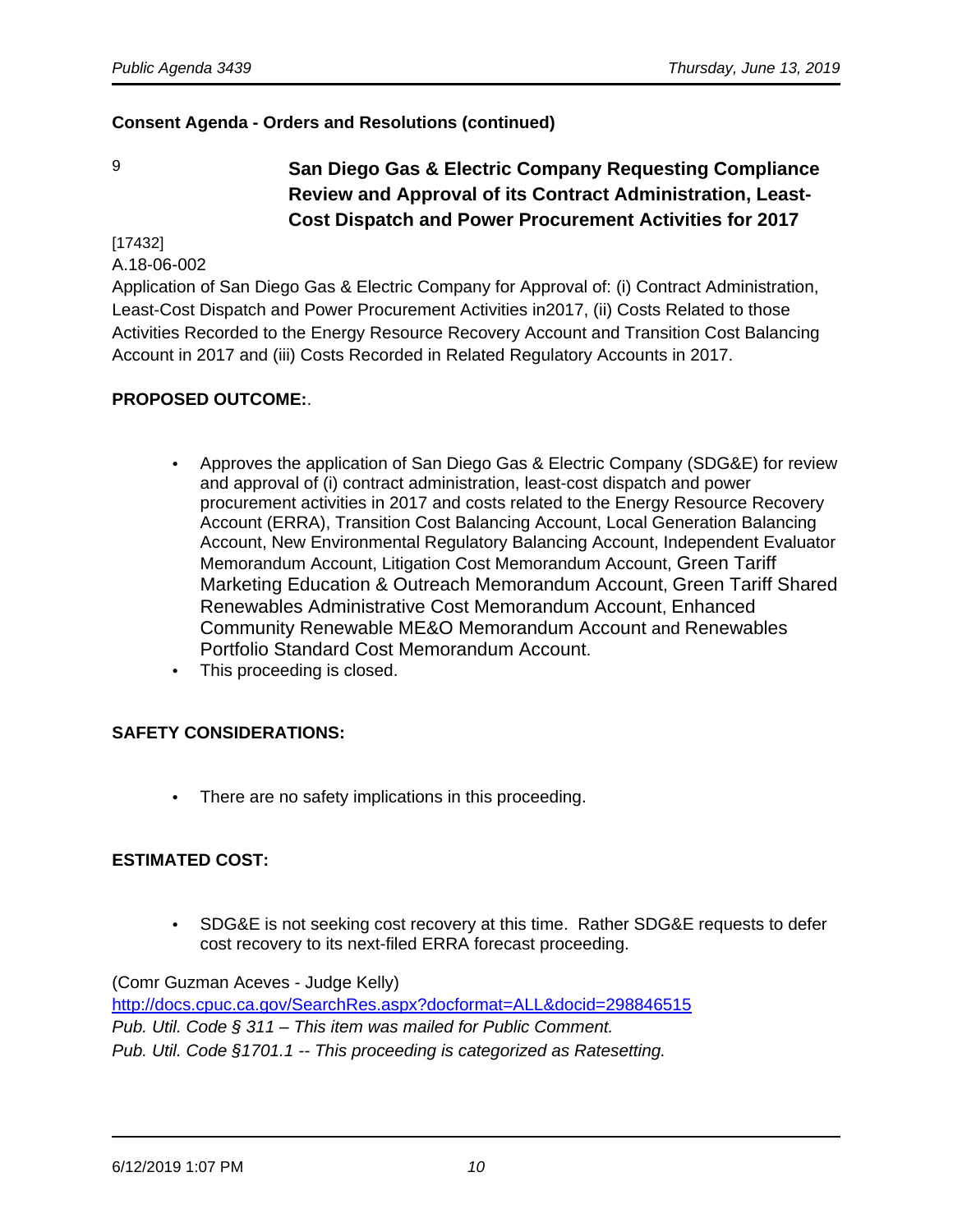**Consent Agenda - Orders and Resolutions (continued)**

9

### San Diego Gas & Electric Company Requesting Compliance Review and Approval of its Contract Administration, Least-Cost Dispatch and Power Procurement Activities for 2017

[17432]

A.18-06-002

Application of San Diego Gas & Electric Company for Approval of: (i) Contract Administration, Least-Cost Dispatch and Power Procurement Activities in2017, (ii) Costs Related to those Activities Recorded to the Energy Resource Recovery Account and Transition Cost Balancing Account in 2017 and (iii) Costs Recorded in Related Regulatory Accounts in 2017.

**PROPOSED OUTCOME:**.

- Approves the application of San Diego Gas & Electric Company (SDG&E) for review and approval of (i) contract administration, least-cost dispatch and power procurement activities in 2017 and costs related to the Energy Resource Recovery Account (ERRA), Transition Cost Balancing Account, Local Generation Balancing Account, New Environmental Regulatory Balancing Account, Independent Evaluator Memorandum Account, Litigation Cost Memorandum Account, Green Tariff Marketing Education & Outreach Memorandum Account, Green Tariff Shared Renewables Administrative Cost Memorandum Account, Enhanced Community Renewable ME&O Memorandum Account and Renewables Portfolio Standard Cost Memorandum Account.
- This proceeding is closed.

**SAFETY CONSIDERATIONS:**

- There are no safety implications in this proceeding.

**ESTIMATED COST:**

- SDG&E is not seeking cost recovery at this time. Rather SDG&E requests to defer cost recovery to its next-filed ERRA forecast proceeding.

(Comr Guzman Aceves - Judge Kelly)

http://docs.cpuc.ca.gov/SearchRes.aspx?docformat=ALL&docid=298846515

*Pub. Util. Code § 311 – This item was mailed for Public Comment.*

*Pub. Util. Code §1701.1 -- This proceeding is categorized as Ratesetting.*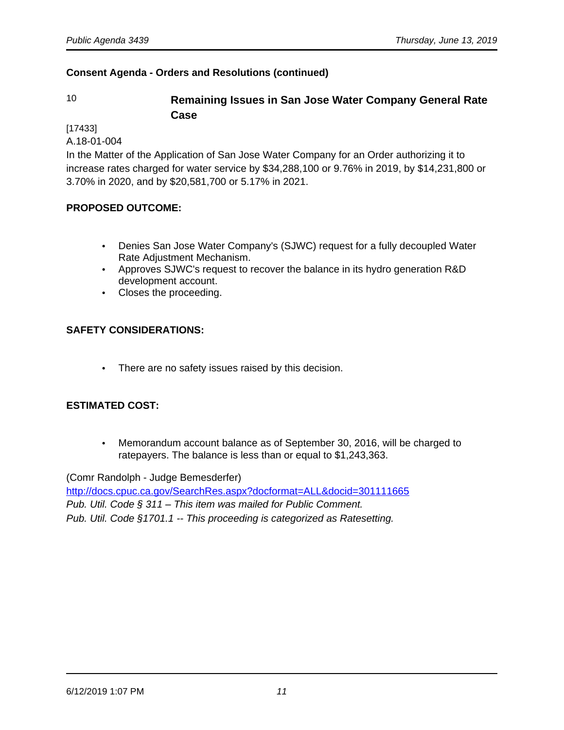**Consent Agenda - Orders and Resolutions (continued)**

10 **Remaining Issues in San Jose Water Company General Rate Case**

[17433]
A.18-01-004
In the Matter of the Application of San Jose Water Company for an Order authorizing it to increase rates charged for water service by $34,288,100 or 9.76% in 2019, by $14,231,800 or 3.70% in 2020, and by $20,581,700 or 5.17% in 2021.

**PROPOSED OUTCOME:**

- Denies San Jose Water Company's (SJWC) request for a fully decoupled Water Rate Adjustment Mechanism.
- Approves SJWC's request to recover the balance in its hydro generation R&D development account.
- Closes the proceeding.

**SAFETY CONSIDERATIONS:**

- There are no safety issues raised by this decision.

**ESTIMATED COST:**

- Memorandum account balance as of September 30, 2016, will be charged to ratepayers. The balance is less than or equal to $1,243,363.

(Comr Randolph - Judge Bemesderfer)
[http://docs.cpuc.ca.gov/SearchRes.aspx?docformat=ALL&docid=301111665](http://docs.cpuc.ca.gov/SearchRes.aspx?docformat=ALL&docid=301111665)
*Pub. Util. Code § 311 – This item was mailed for Public Comment.*
*Pub. Util. Code §1701.1 -- This proceeding is categorized as Ratesetting.*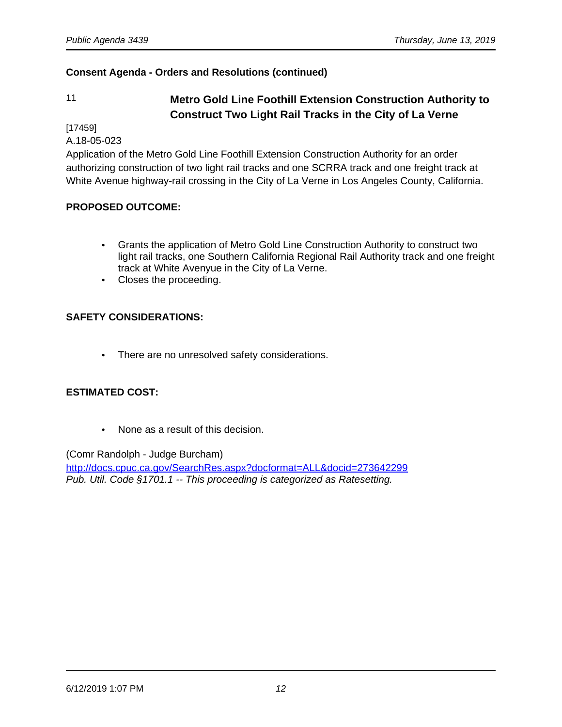**Consent Agenda - Orders and Resolutions (continued)**

11

### Metro Gold Line Foothill Extension Construction Authority to Construct Two Light Rail Tracks in the City of La Verne

[17459]
A.18-05-023
Application of the Metro Gold Line Foothill Extension Construction Authority for an order authorizing construction of two light rail tracks and one SCRRA track and one freight track at White Avenue highway-rail crossing in the City of La Verne in Los Angeles County, California.

**PROPOSED OUTCOME:**

- Grants the application of Metro Gold Line Construction Authority to construct two light rail tracks, one Southern California Regional Rail Authority track and one freight track at White Avenyue in the City of La Verne.
- Closes the proceeding.

**SAFETY CONSIDERATIONS:**

- There are no unresolved safety considerations.

**ESTIMATED COST:**

- None as a result of this decision.

(Comr Randolph - Judge Burcham)
http://docs.cpuc.ca.gov/SearchRes.aspx?docformat=ALL&docid=273642299
*Pub. Util. Code §1701.1 -- This proceeding is categorized as Ratesetting.*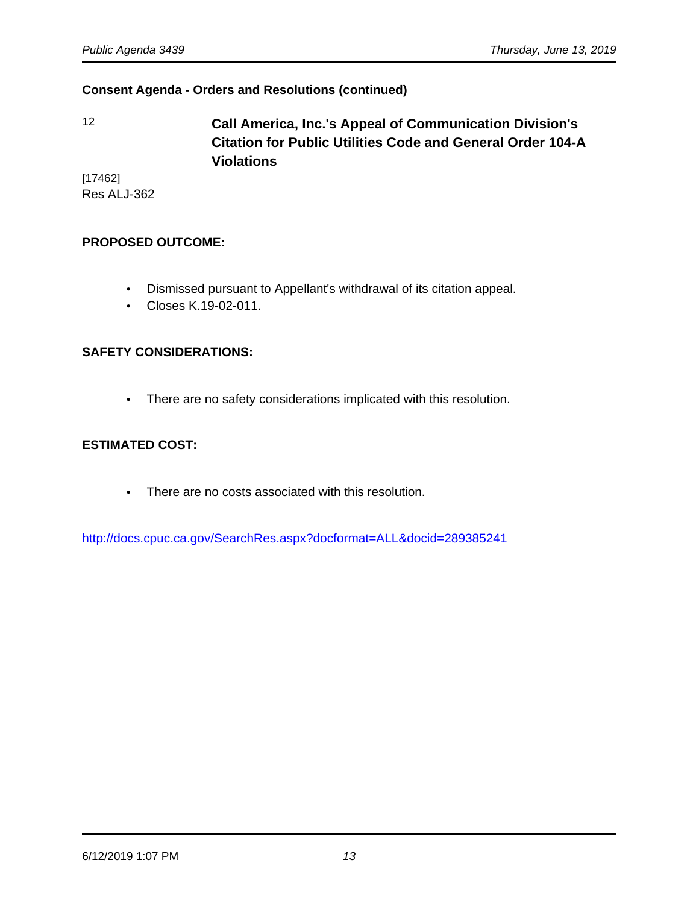**Consent Agenda - Orders and Resolutions (continued)**

12 **Call America, Inc.'s Appeal of Communication Division's Citation for Public Utilities Code and General Order 104-A Violations**

[17462]
Res ALJ-362

**PROPOSED OUTCOME:**

- Dismissed pursuant to Appellant's withdrawal of its citation appeal.
- Closes K.19-02-011.

**SAFETY CONSIDERATIONS:**

- There are no safety considerations implicated with this resolution.

**ESTIMATED COST:**

- There are no costs associated with this resolution.

http://docs.cpuc.ca.gov/SearchRes.aspx?docformat=ALL&docid=289385241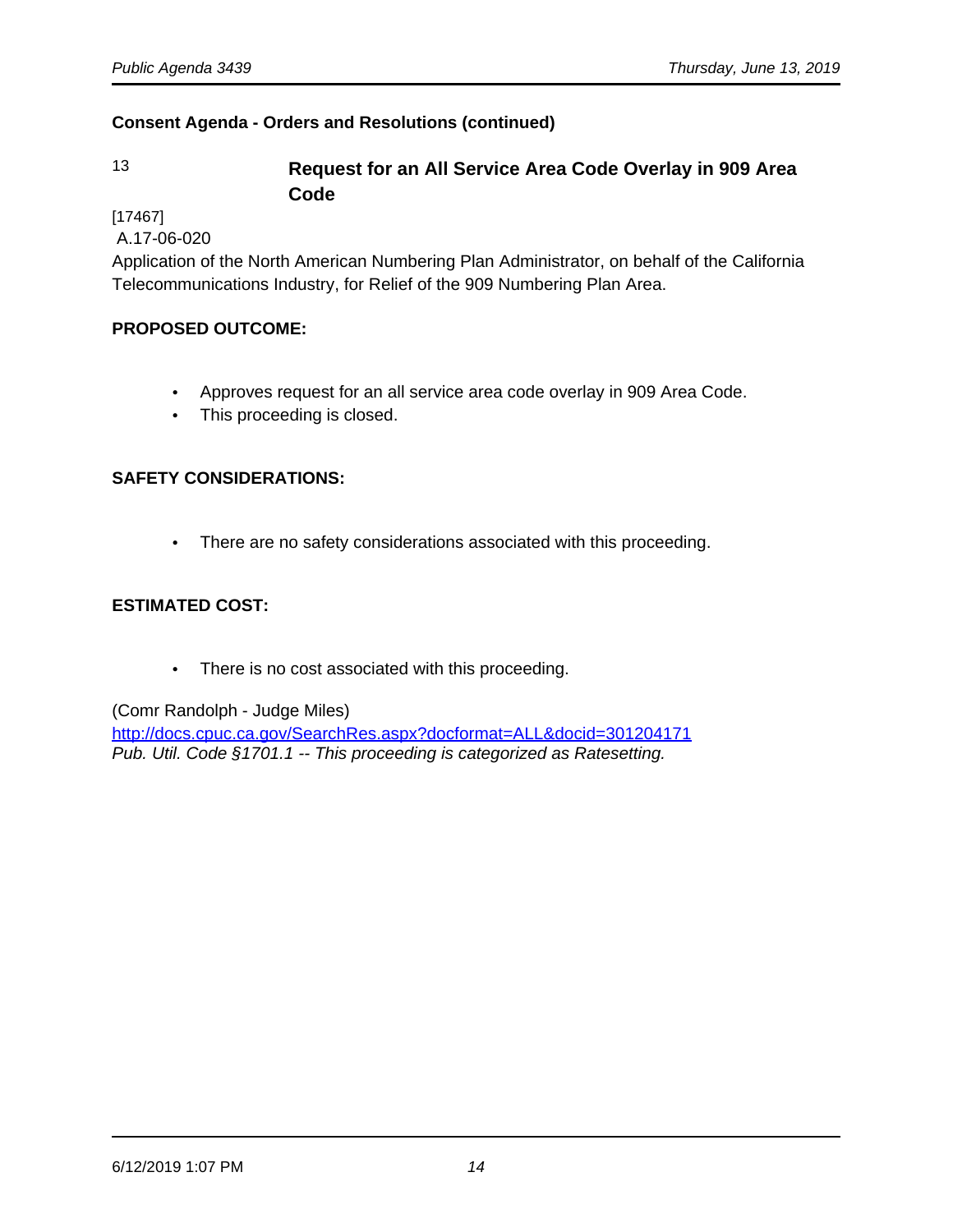**Consent Agenda - Orders and Resolutions (continued)**

## 13 Request for an All Service Area Code Overlay in 909 Area Code

[17467]
A.17-06-020
Application of the North American Numbering Plan Administrator, on behalf of the California Telecommunications Industry, for Relief of the 909 Numbering Plan Area.

**PROPOSED OUTCOME:**

- Approves request for an all service area code overlay in 909 Area Code.
- This proceeding is closed.

**SAFETY CONSIDERATIONS:**

- There are no safety considerations associated with this proceeding.

**ESTIMATED COST:**

- There is no cost associated with this proceeding.

(Comr Randolph - Judge Miles)
http://docs.cpuc.ca.gov/SearchRes.aspx?docformat=ALL&docid=301204171
*Pub. Util. Code §1701.1 -- This proceeding is categorized as Ratesetting.*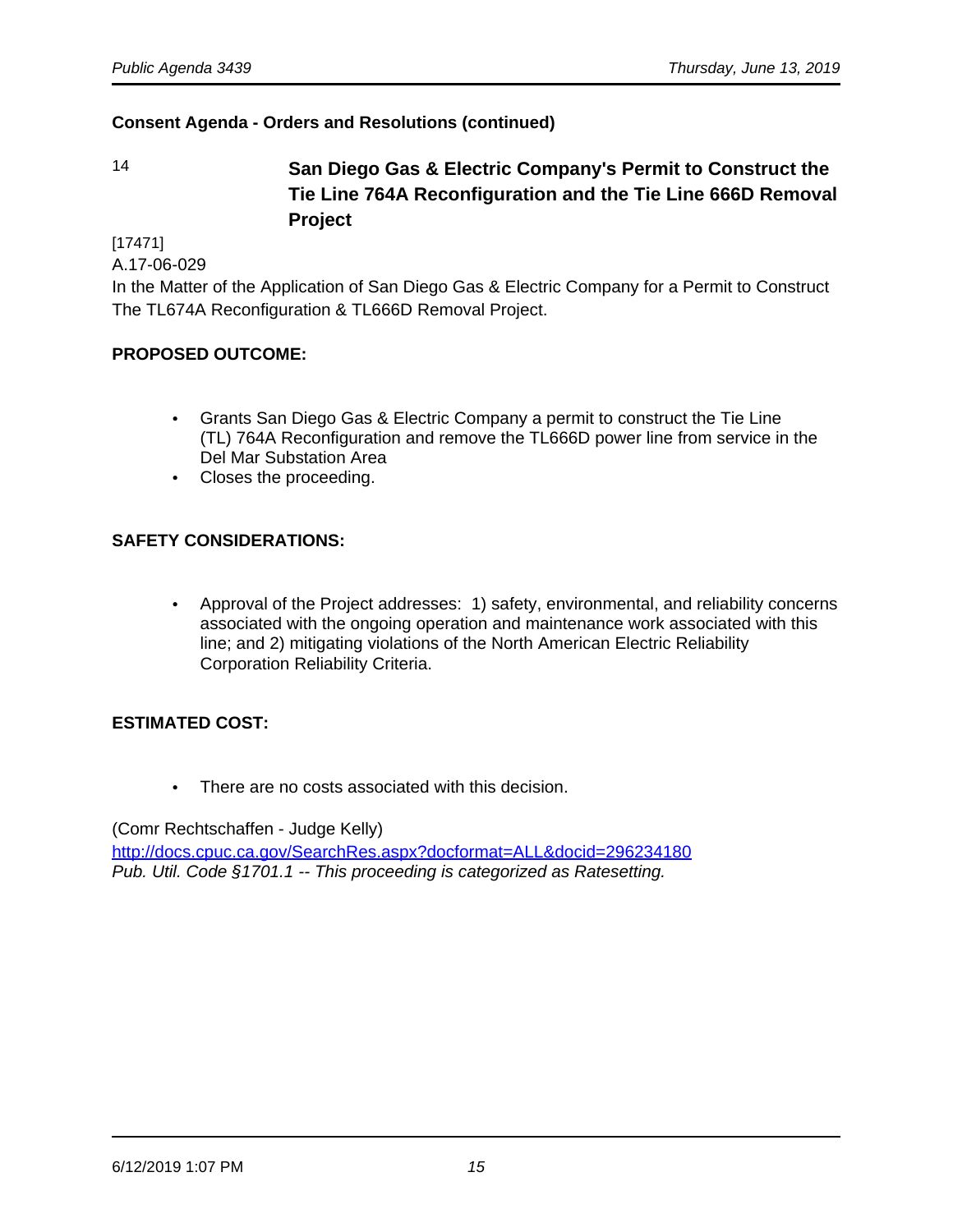**Consent Agenda - Orders and Resolutions (continued)**

14 **San Diego Gas & Electric Company's Permit to Construct the Tie Line 764A Reconfiguration and the Tie Line 666D Removal Project**

[17471]
A.17-06-029
In the Matter of the Application of San Diego Gas & Electric Company for a Permit to Construct The TL674A Reconfiguration & TL666D Removal Project.

**PROPOSED OUTCOME:**

- Grants San Diego Gas & Electric Company a permit to construct the Tie Line (TL) 764A Reconfiguration and remove the TL666D power line from service in the Del Mar Substation Area
- Closes the proceeding.

**SAFETY CONSIDERATIONS:**

- Approval of the Project addresses: 1) safety, environmental, and reliability concerns associated with the ongoing operation and maintenance work associated with this line; and 2) mitigating violations of the North American Electric Reliability Corporation Reliability Criteria.

**ESTIMATED COST:**

- There are no costs associated with this decision.

(Comr Rechtschaffen - Judge Kelly)
http://docs.cpuc.ca.gov/SearchRes.aspx?docformat=ALL&docid=296234180
*Pub. Util. Code §1701.1 -- This proceeding is categorized as Ratesetting.*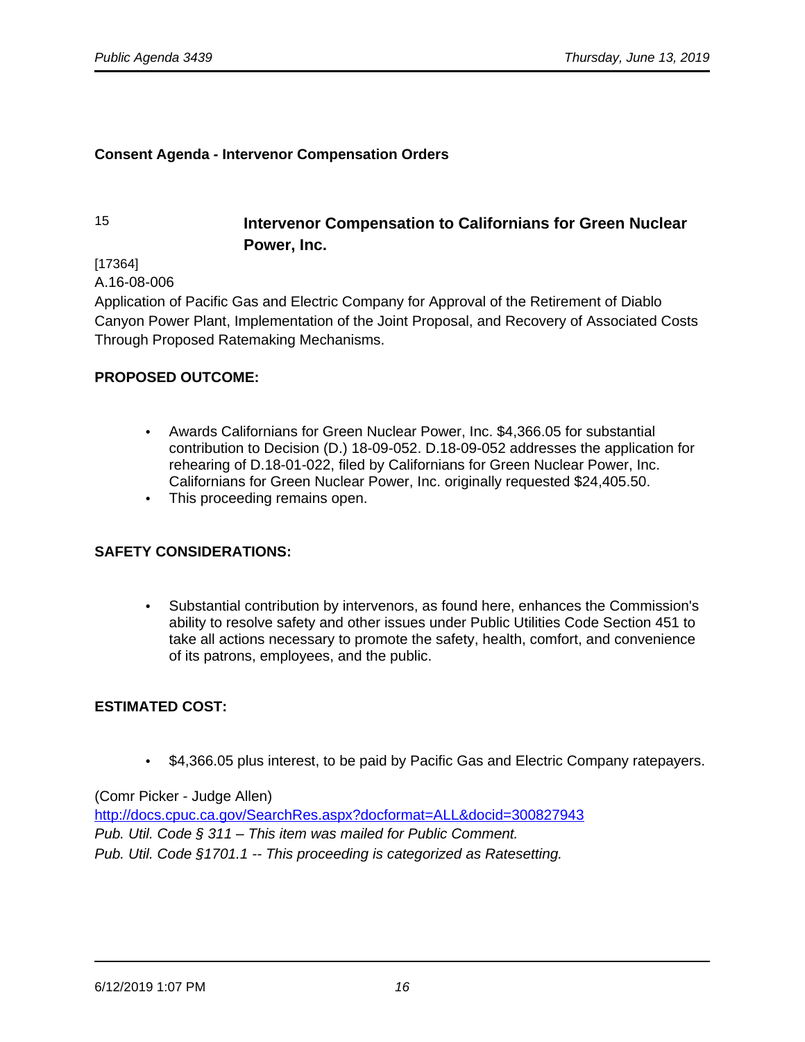**Consent Agenda - Intervenor Compensation Orders**

## 15 Intervenor Compensation to Californians for Green Nuclear Power, Inc.

[17364]
A.16-08-006
Application of Pacific Gas and Electric Company for Approval of the Retirement of Diablo Canyon Power Plant, Implementation of the Joint Proposal, and Recovery of Associated Costs Through Proposed Ratemaking Mechanisms.

**PROPOSED OUTCOME:**

- Awards Californians for Green Nuclear Power, Inc. $4,366.05 for substantial contribution to Decision (D.) 18-09-052. D.18-09-052 addresses the application for rehearing of D.18-01-022, filed by Californians for Green Nuclear Power, Inc. Californians for Green Nuclear Power, Inc. originally requested $24,405.50.
- This proceeding remains open.

**SAFETY CONSIDERATIONS:**

- Substantial contribution by intervenors, as found here, enhances the Commission's ability to resolve safety and other issues under Public Utilities Code Section 451 to take all actions necessary to promote the safety, health, comfort, and convenience of its patrons, employees, and the public.

**ESTIMATED COST:**

- $4,366.05 plus interest, to be paid by Pacific Gas and Electric Company ratepayers.

(Comr Picker - Judge Allen)
http://docs.cpuc.ca.gov/SearchRes.aspx?docformat=ALL&docid=300827943
*Pub. Util. Code § 311 – This item was mailed for Public Comment.*
*Pub. Util. Code §1701.1 -- This proceeding is categorized as Ratesetting.*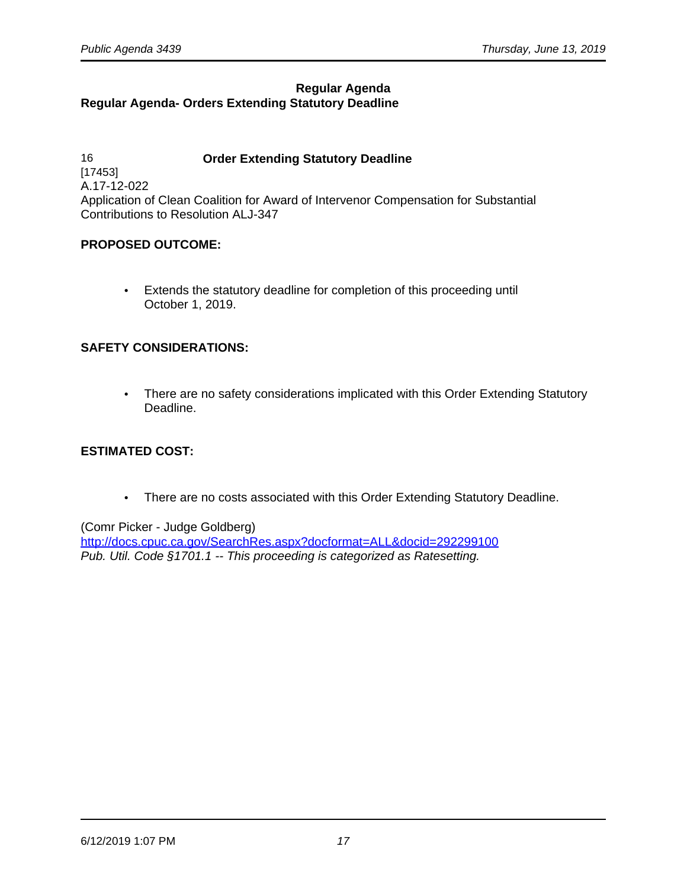## Regular Agenda

### Regular Agenda- Orders Extending Statutory Deadline

16 **Order Extending Statutory Deadline**

[17453]
A.17-12-022
Application of Clean Coalition for Award of Intervenor Compensation for Substantial Contributions to Resolution ALJ-347

**PROPOSED OUTCOME:**

- Extends the statutory deadline for completion of this proceeding until October 1, 2019.

**SAFETY CONSIDERATIONS:**

- There are no safety considerations implicated with this Order Extending Statutory Deadline.

**ESTIMATED COST:**

- There are no costs associated with this Order Extending Statutory Deadline.

(Comr Picker - Judge Goldberg)
http://docs.cpuc.ca.gov/SearchRes.aspx?docformat=ALL&docid=292299100
*Pub. Util. Code §1701.1 -- This proceeding is categorized as Ratesetting.*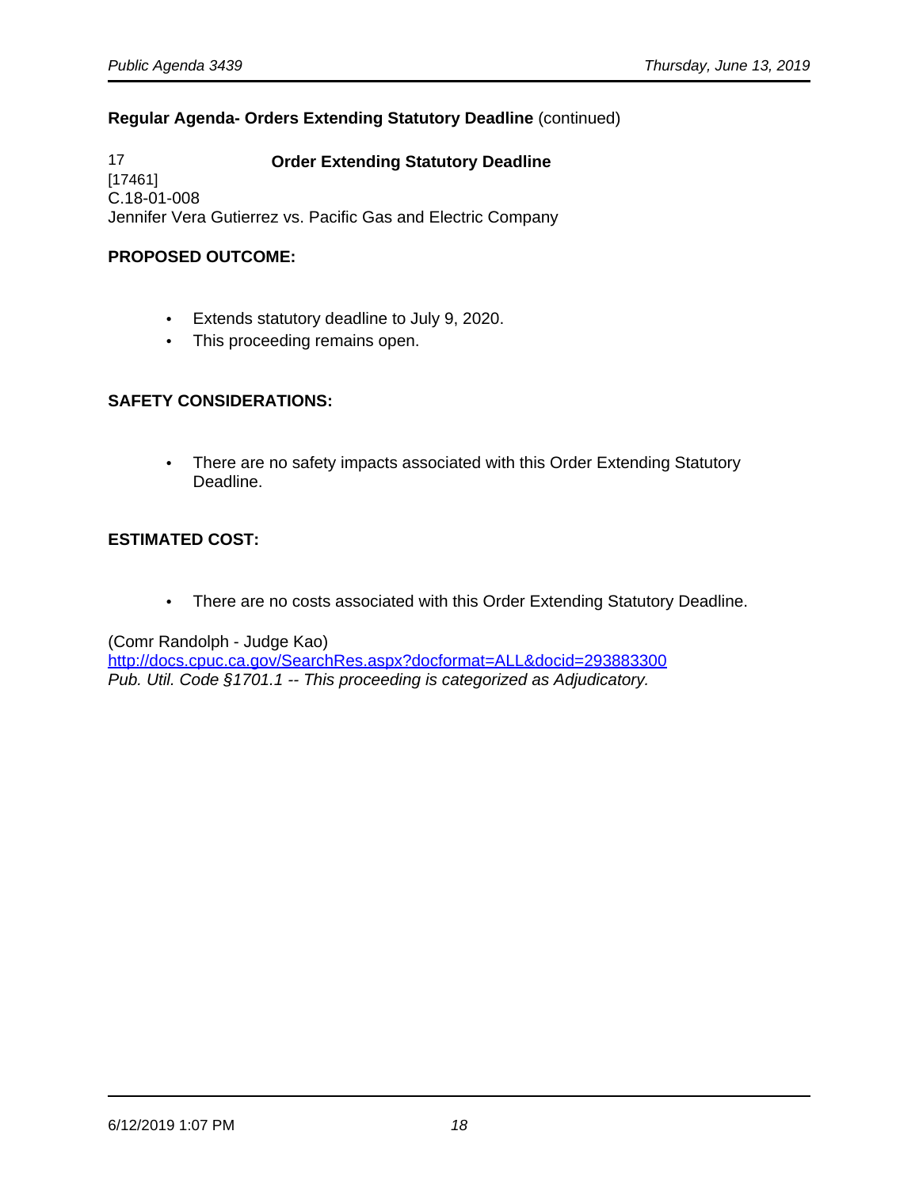**Regular Agenda- Orders Extending Statutory Deadline** (continued)

17 **Order Extending Statutory Deadline**
[17461]
C.18-01-008
Jennifer Vera Gutierrez vs. Pacific Gas and Electric Company

**PROPOSED OUTCOME:**

- Extends statutory deadline to July 9, 2020.
- This proceeding remains open.

**SAFETY CONSIDERATIONS:**

- There are no safety impacts associated with this Order Extending Statutory Deadline.

**ESTIMATED COST:**

- There are no costs associated with this Order Extending Statutory Deadline.

(Comr Randolph - Judge Kao)
http://docs.cpuc.ca.gov/SearchRes.aspx?docformat=ALL&docid=293883300
*Pub. Util. Code §1701.1 -- This proceeding is categorized as Adjudicatory.*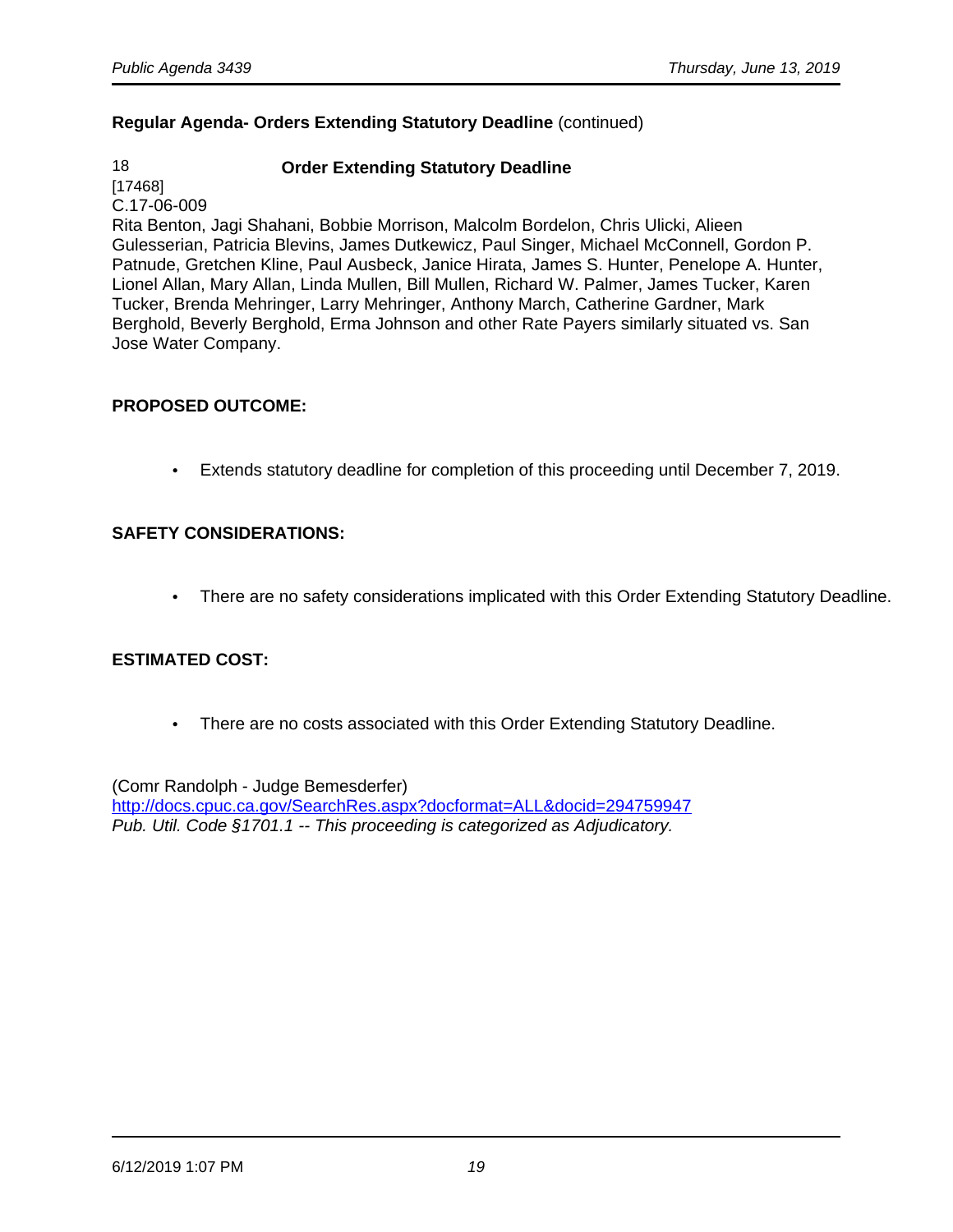**Regular Agenda- Orders Extending Statutory Deadline** (continued)

18 **Order Extending Statutory Deadline**
[17468]
C.17-06-009
Rita Benton, Jagi Shahani, Bobbie Morrison, Malcolm Bordelon, Chris Ulicki, Alieen Gulesserian, Patricia Blevins, James Dutkewicz, Paul Singer, Michael McConnell, Gordon P. Patnude, Gretchen Kline, Paul Ausbeck, Janice Hirata, James S. Hunter, Penelope A. Hunter, Lionel Allan, Mary Allan, Linda Mullen, Bill Mullen, Richard W. Palmer, James Tucker, Karen Tucker, Brenda Mehringer, Larry Mehringer, Anthony March, Catherine Gardner, Mark Berghold, Beverly Berghold, Erma Johnson and other Rate Payers similarly situated vs. San Jose Water Company.

**PROPOSED OUTCOME:**

- Extends statutory deadline for completion of this proceeding until December 7, 2019.

**SAFETY CONSIDERATIONS:**

- There are no safety considerations implicated with this Order Extending Statutory Deadline.

**ESTIMATED COST:**

- There are no costs associated with this Order Extending Statutory Deadline.

(Comr Randolph - Judge Bemesderfer)
http://docs.cpuc.ca.gov/SearchRes.aspx?docformat=ALL&docid=294759947
*Pub. Util. Code §1701.1 -- This proceeding is categorized as Adjudicatory.*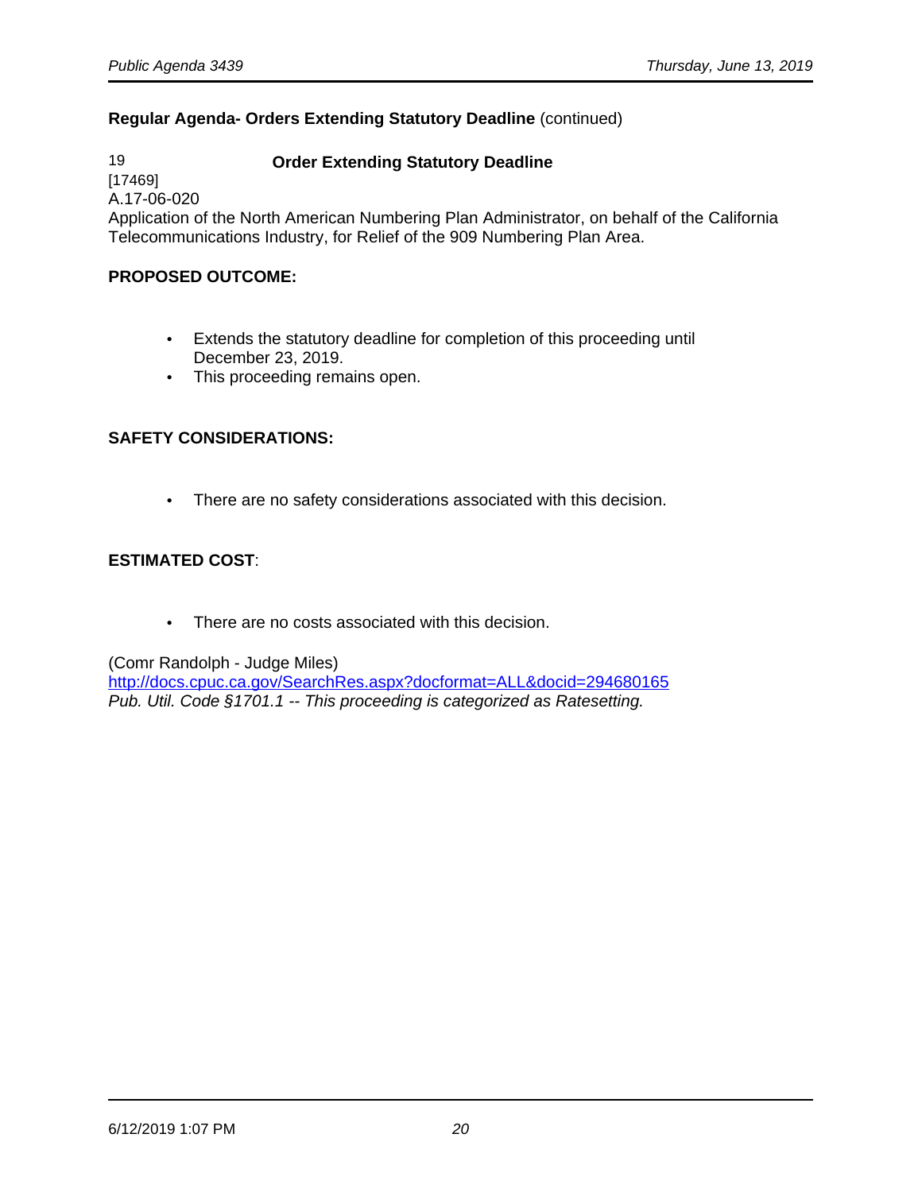**Regular Agenda- Orders Extending Statutory Deadline** (continued)

19 **Order Extending Statutory Deadline**
[17469]
A.17-06-020
Application of the North American Numbering Plan Administrator, on behalf of the California Telecommunications Industry, for Relief of the 909 Numbering Plan Area.

**PROPOSED OUTCOME:**

- Extends the statutory deadline for completion of this proceeding until December 23, 2019.
- This proceeding remains open.

**SAFETY CONSIDERATIONS:**

- There are no safety considerations associated with this decision.

**ESTIMATED COST**:

- There are no costs associated with this decision.

(Comr Randolph - Judge Miles)
http://docs.cpuc.ca.gov/SearchRes.aspx?docformat=ALL&docid=294680165
*Pub. Util. Code §1701.1 -- This proceeding is categorized as Ratesetting.*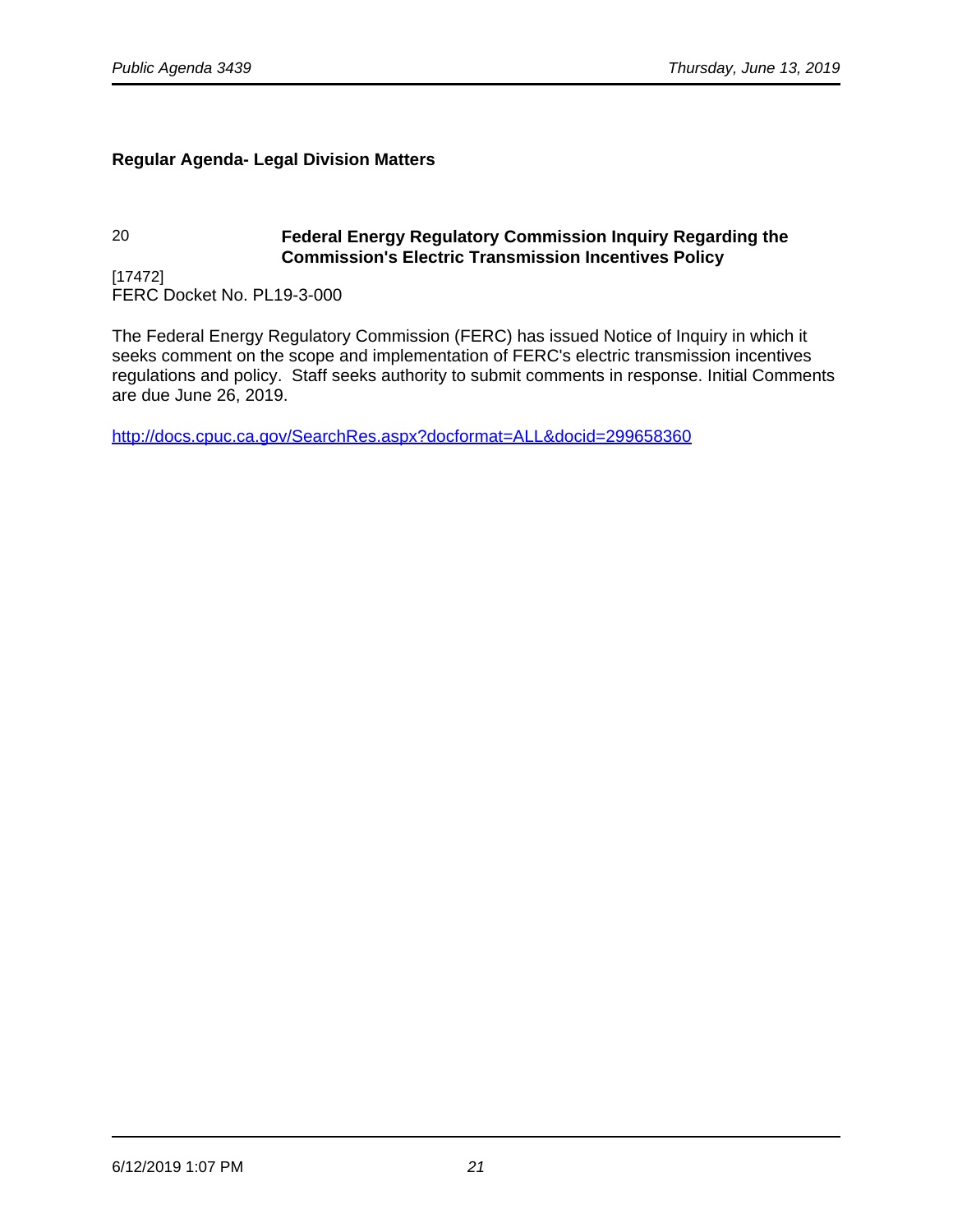## Regular Agenda- Legal Division Matters

20 **Federal Energy Regulatory Commission Inquiry Regarding the Commission's Electric Transmission Incentives Policy**

[17472]
FERC Docket No. PL19-3-000

The Federal Energy Regulatory Commission (FERC) has issued Notice of Inquiry in which it seeks comment on the scope and implementation of FERC's electric transmission incentives regulations and policy. Staff seeks authority to submit comments in response. Initial Comments are due June 26, 2019.

http://docs.cpuc.ca.gov/SearchRes.aspx?docformat=ALL&docid=299658360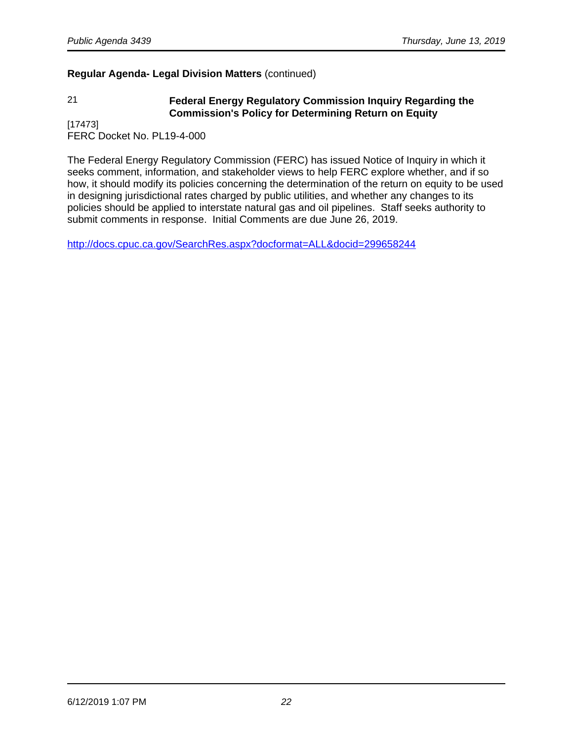**Regular Agenda- Legal Division Matters** (continued)

21 **Federal Energy Regulatory Commission Inquiry Regarding the Commission's Policy for Determining Return on Equity**

[17473]
FERC Docket No. PL19-4-000

The Federal Energy Regulatory Commission (FERC) has issued Notice of Inquiry in which it seeks comment, information, and stakeholder views to help FERC explore whether, and if so how, it should modify its policies concerning the determination of the return on equity to be used in designing jurisdictional rates charged by public utilities, and whether any changes to its policies should be applied to interstate natural gas and oil pipelines. Staff seeks authority to submit comments in response. Initial Comments are due June 26, 2019.

http://docs.cpuc.ca.gov/SearchRes.aspx?docformat=ALL&docid=299658244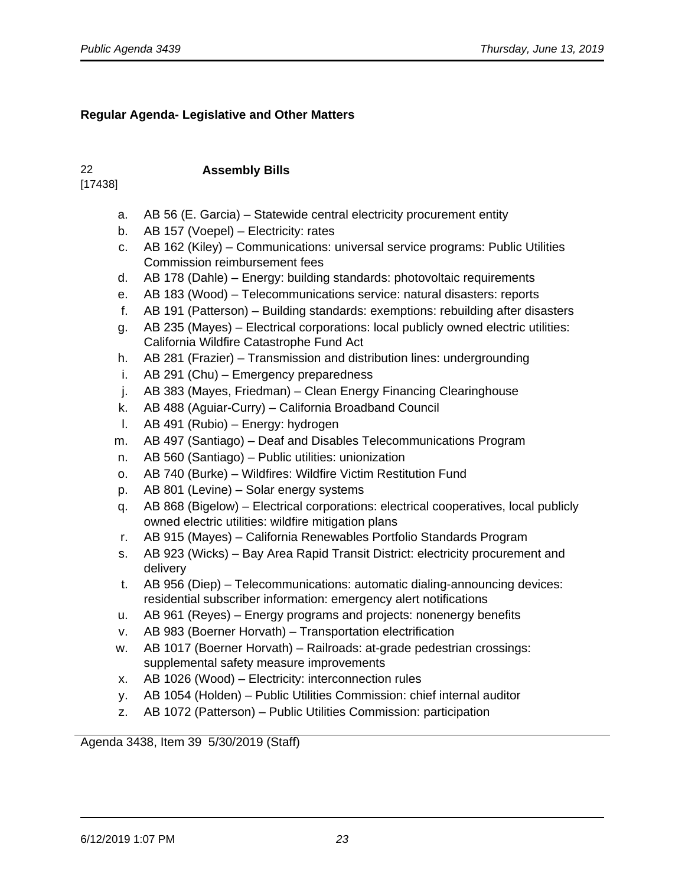**Regular Agenda- Legislative and Other Matters**

22
[17438]

**Assembly Bills**

a. AB 56 (E. Garcia) – Statewide central electricity procurement entity
b. AB 157 (Voepel) – Electricity: rates
c. AB 162 (Kiley) – Communications: universal service programs: Public Utilities Commission reimbursement fees
d. AB 178 (Dahle) – Energy: building standards: photovoltaic requirements
e. AB 183 (Wood) – Telecommunications service: natural disasters: reports
f. AB 191 (Patterson) – Building standards: exemptions: rebuilding after disasters
g. AB 235 (Mayes) – Electrical corporations: local publicly owned electric utilities: California Wildfire Catastrophe Fund Act
h. AB 281 (Frazier) – Transmission and distribution lines: undergrounding
i. AB 291 (Chu) – Emergency preparedness
j. AB 383 (Mayes, Friedman) – Clean Energy Financing Clearinghouse
k. AB 488 (Aguiar-Curry) – California Broadband Council
l. AB 491 (Rubio) – Energy: hydrogen
m. AB 497 (Santiago) – Deaf and Disables Telecommunications Program
n. AB 560 (Santiago) – Public utilities: unionization
o. AB 740 (Burke) – Wildfires: Wildfire Victim Restitution Fund
p. AB 801 (Levine) – Solar energy systems
q. AB 868 (Bigelow) – Electrical corporations: electrical cooperatives, local publicly owned electric utilities: wildfire mitigation plans
r. AB 915 (Mayes) – California Renewables Portfolio Standards Program
s. AB 923 (Wicks) – Bay Area Rapid Transit District: electricity procurement and delivery
t. AB 956 (Diep) – Telecommunications: automatic dialing-announcing devices: residential subscriber information: emergency alert notifications
u. AB 961 (Reyes) – Energy programs and projects: nonenergy benefits
v. AB 983 (Boerner Horvath) – Transportation electrification
w. AB 1017 (Boerner Horvath) – Railroads: at-grade pedestrian crossings: supplemental safety measure improvements
x. AB 1026 (Wood) – Electricity: interconnection rules
y. AB 1054 (Holden) – Public Utilities Commission: chief internal auditor
z. AB 1072 (Patterson) – Public Utilities Commission: participation

Agenda 3438, Item 39 5/30/2019 (Staff)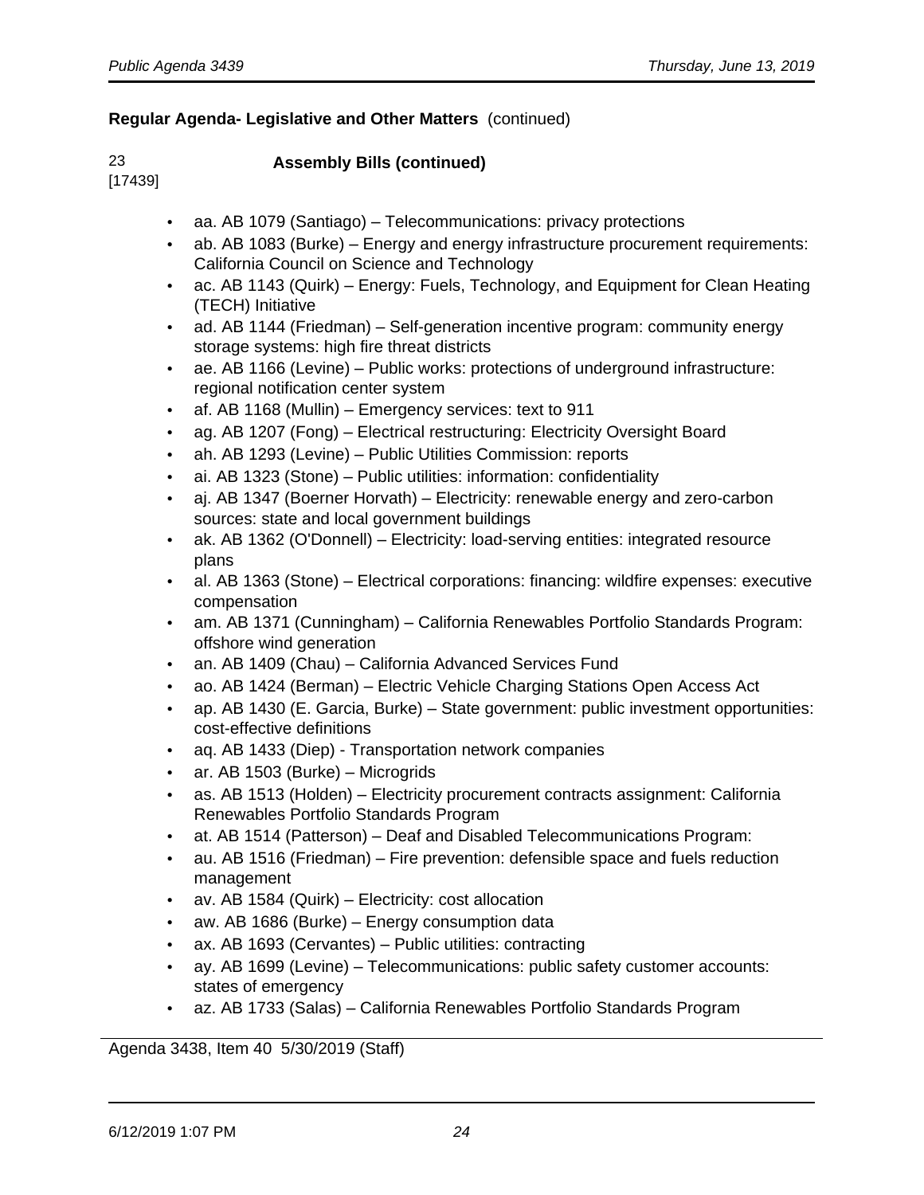**Regular Agenda- Legislative and Other Matters** (continued)

23
[17439]

**Assembly Bills (continued)**

- aa. AB 1079 (Santiago) – Telecommunications: privacy protections
- ab. AB 1083 (Burke) – Energy and energy infrastructure procurement requirements: California Council on Science and Technology
- ac. AB 1143 (Quirk) – Energy: Fuels, Technology, and Equipment for Clean Heating (TECH) Initiative
- ad. AB 1144 (Friedman) – Self-generation incentive program: community energy storage systems: high fire threat districts
- ae. AB 1166 (Levine) – Public works: protections of underground infrastructure: regional notification center system
- af. AB 1168 (Mullin) – Emergency services: text to 911
- ag. AB 1207 (Fong) – Electrical restructuring: Electricity Oversight Board
- ah. AB 1293 (Levine) – Public Utilities Commission: reports
- ai. AB 1323 (Stone) – Public utilities: information: confidentiality
- aj. AB 1347 (Boerner Horvath) – Electricity: renewable energy and zero-carbon sources: state and local government buildings
- ak. AB 1362 (O'Donnell) – Electricity: load-serving entities: integrated resource plans
- al. AB 1363 (Stone) – Electrical corporations: financing: wildfire expenses: executive compensation
- am. AB 1371 (Cunningham) – California Renewables Portfolio Standards Program: offshore wind generation
- an. AB 1409 (Chau) – California Advanced Services Fund
- ao. AB 1424 (Berman) – Electric Vehicle Charging Stations Open Access Act
- ap. AB 1430 (E. Garcia, Burke) – State government: public investment opportunities: cost-effective definitions
- aq. AB 1433 (Diep) - Transportation network companies
- ar. AB 1503 (Burke) – Microgrids
- as. AB 1513 (Holden) – Electricity procurement contracts assignment: California Renewables Portfolio Standards Program
- at. AB 1514 (Patterson) – Deaf and Disabled Telecommunications Program:
- au. AB 1516 (Friedman) – Fire prevention: defensible space and fuels reduction management
- av. AB 1584 (Quirk) – Electricity: cost allocation
- aw. AB 1686 (Burke) – Energy consumption data
- ax. AB 1693 (Cervantes) – Public utilities: contracting
- ay. AB 1699 (Levine) – Telecommunications: public safety customer accounts: states of emergency
- az. AB 1733 (Salas) – California Renewables Portfolio Standards Program

Agenda 3438, Item 40 5/30/2019 (Staff)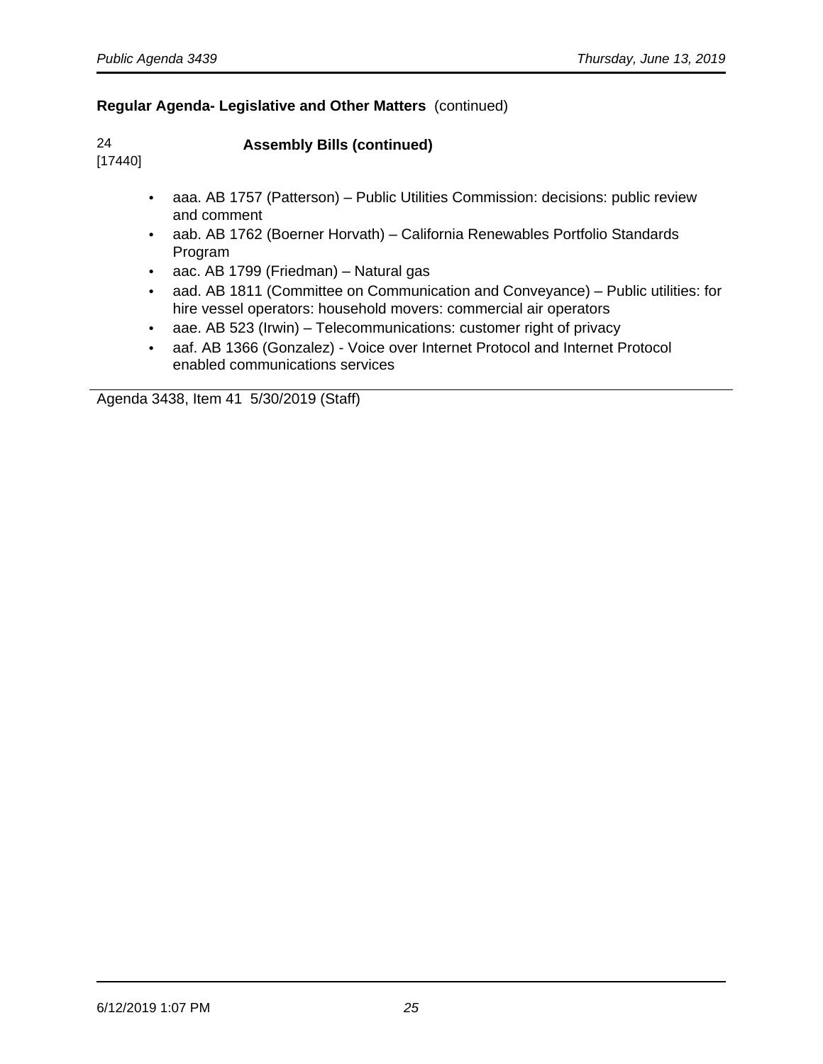## Regular Agenda- Legislative and Other Matters (continued)

24
[17440]

**Assembly Bills (continued)**

- aaa. AB 1757 (Patterson) – Public Utilities Commission: decisions: public review and comment
- aab. AB 1762 (Boerner Horvath) – California Renewables Portfolio Standards Program
- aac. AB 1799 (Friedman) – Natural gas
- aad. AB 1811 (Committee on Communication and Conveyance) – Public utilities: for hire vessel operators: household movers: commercial air operators
- aae. AB 523 (Irwin) – Telecommunications: customer right of privacy
- aaf. AB 1366 (Gonzalez) - Voice over Internet Protocol and Internet Protocol enabled communications services

Agenda 3438, Item 41 5/30/2019 (Staff)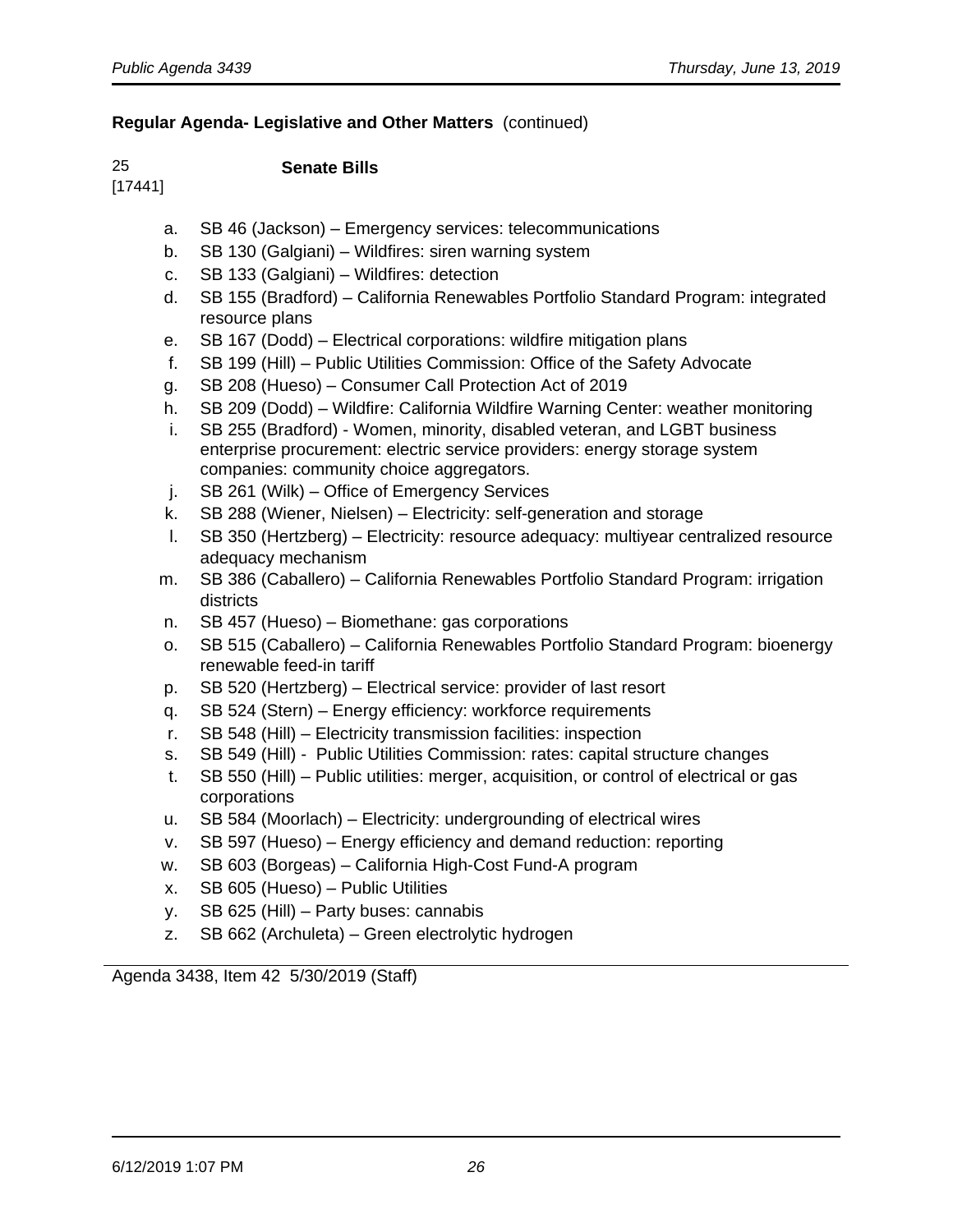**Regular Agenda- Legislative and Other Matters** (continued)

25
[17441]

**Senate Bills**

a. SB 46 (Jackson) – Emergency services: telecommunications
b. SB 130 (Galgiani) – Wildfires: siren warning system
c. SB 133 (Galgiani) – Wildfires: detection
d. SB 155 (Bradford) – California Renewables Portfolio Standard Program: integrated resource plans
e. SB 167 (Dodd) – Electrical corporations: wildfire mitigation plans
f. SB 199 (Hill) – Public Utilities Commission: Office of the Safety Advocate
g. SB 208 (Hueso) – Consumer Call Protection Act of 2019
h. SB 209 (Dodd) – Wildfire: California Wildfire Warning Center: weather monitoring
i. SB 255 (Bradford) - Women, minority, disabled veteran, and LGBT business enterprise procurement: electric service providers: energy storage system companies: community choice aggregators.
j. SB 261 (Wilk) – Office of Emergency Services
k. SB 288 (Wiener, Nielsen) – Electricity: self-generation and storage
l. SB 350 (Hertzberg) – Electricity: resource adequacy: multiyear centralized resource adequacy mechanism
m. SB 386 (Caballero) – California Renewables Portfolio Standard Program: irrigation districts
n. SB 457 (Hueso) – Biomethane: gas corporations
o. SB 515 (Caballero) – California Renewables Portfolio Standard Program: bioenergy renewable feed-in tariff
p. SB 520 (Hertzberg) – Electrical service: provider of last resort
q. SB 524 (Stern) – Energy efficiency: workforce requirements
r. SB 548 (Hill) – Electricity transmission facilities: inspection
s. SB 549 (Hill) - Public Utilities Commission: rates: capital structure changes
t. SB 550 (Hill) – Public utilities: merger, acquisition, or control of electrical or gas corporations
u. SB 584 (Moorlach) – Electricity: undergrounding of electrical wires
v. SB 597 (Hueso) – Energy efficiency and demand reduction: reporting
w. SB 603 (Borgeas) – California High-Cost Fund-A program
x. SB 605 (Hueso) – Public Utilities
y. SB 625 (Hill) – Party buses: cannabis
z. SB 662 (Archuleta) – Green electrolytic hydrogen

---

Agenda 3438, Item 42 5/30/2019 (Staff)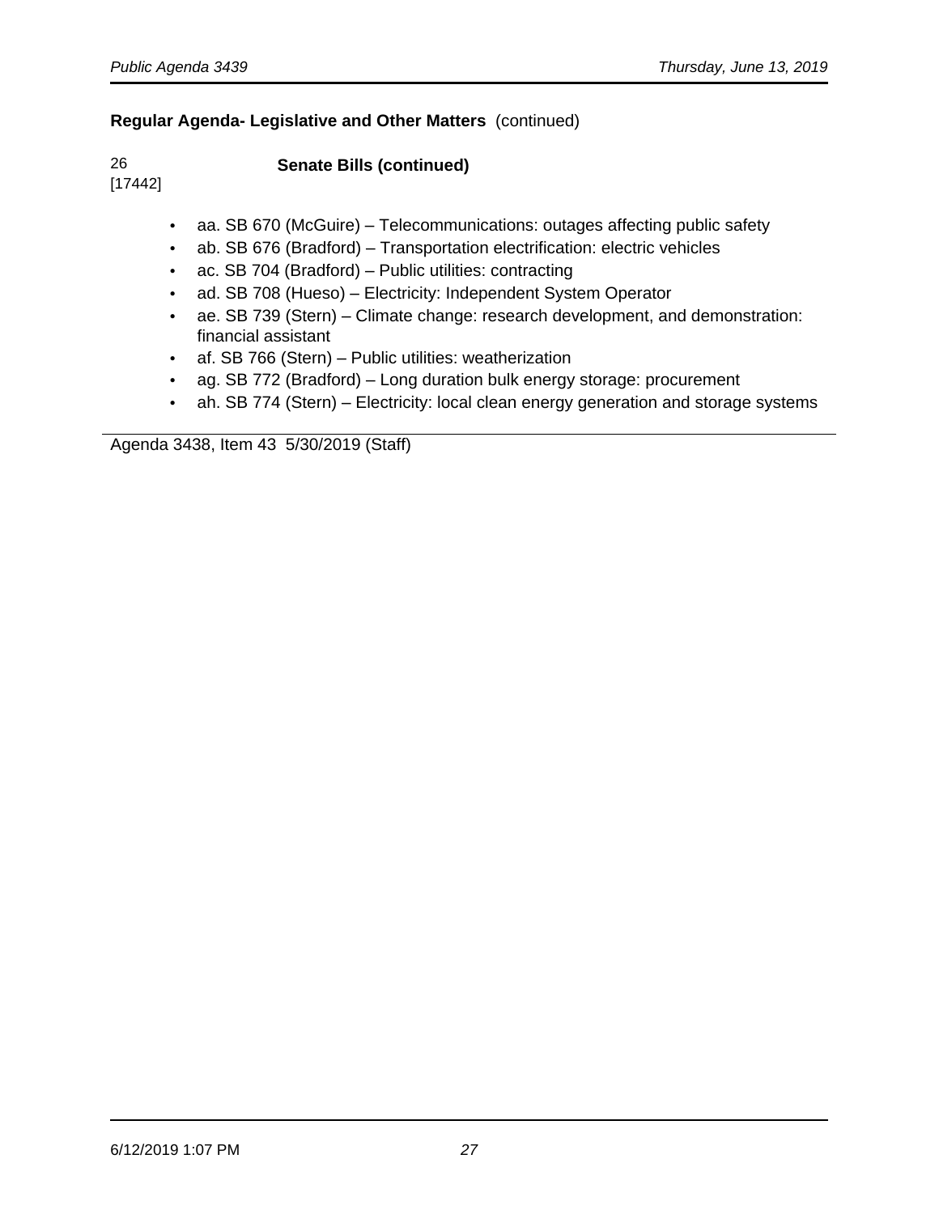**Regular Agenda- Legislative and Other Matters** (continued)

26
[17442]

**Senate Bills (continued)**

- aa. SB 670 (McGuire) – Telecommunications: outages affecting public safety
- ab. SB 676 (Bradford) – Transportation electrification: electric vehicles
- ac. SB 704 (Bradford) – Public utilities: contracting
- ad. SB 708 (Hueso) – Electricity: Independent System Operator
- ae. SB 739 (Stern) – Climate change: research development, and demonstration: financial assistant
- af. SB 766 (Stern) – Public utilities: weatherization
- ag. SB 772 (Bradford) – Long duration bulk energy storage: procurement
- ah. SB 774 (Stern) – Electricity: local clean energy generation and storage systems

---

Agenda 3438, Item 43 5/30/2019 (Staff)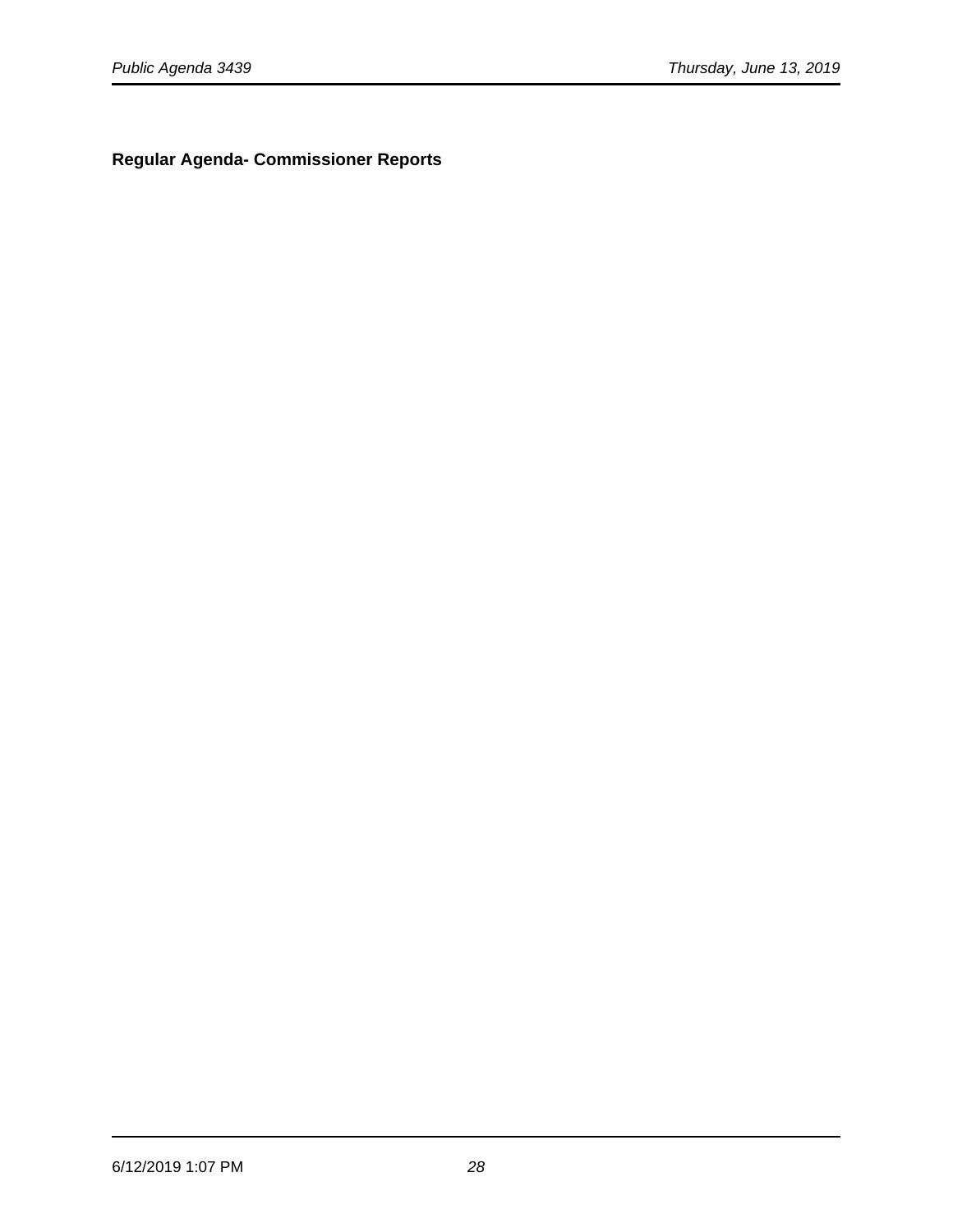**Regular Agenda- Commissioner Reports**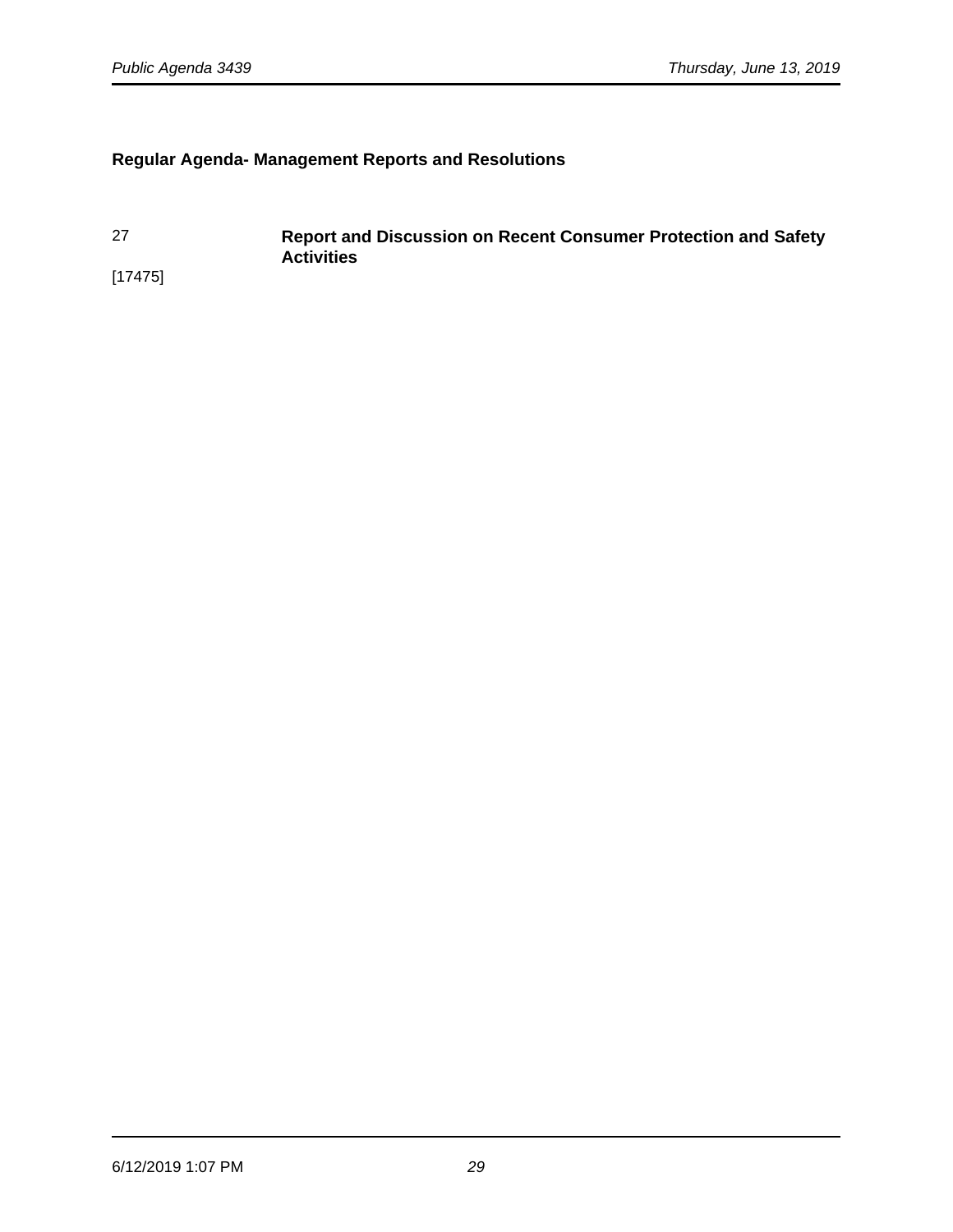## Regular Agenda- Management Reports and Resolutions

27 **Report and Discussion on Recent Consumer Protection and Safety Activities**

[17475]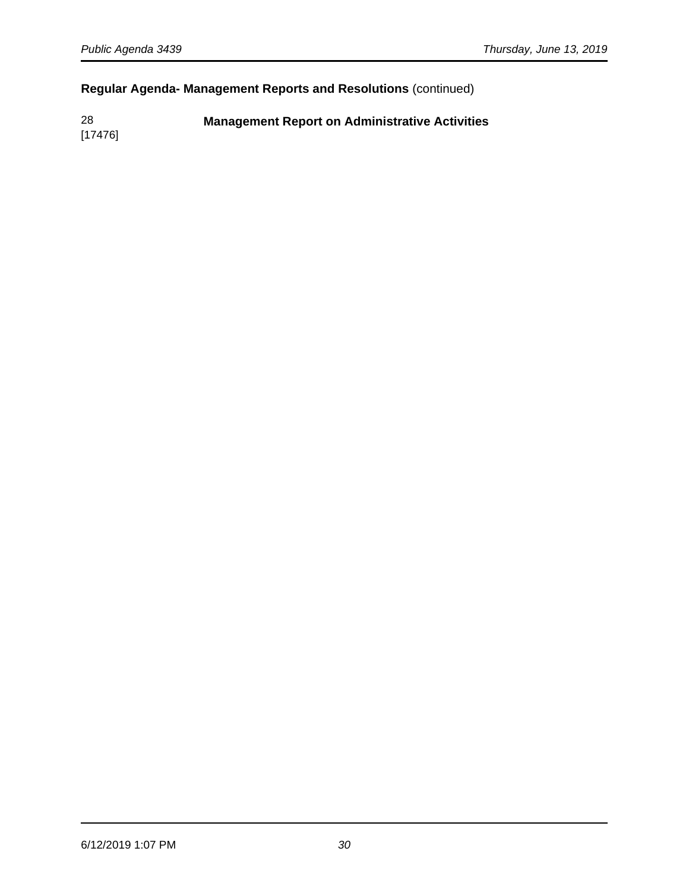**Regular Agenda- Management Reports and Resolutions** (continued)

28
[17476]

**Management Report on Administrative Activities**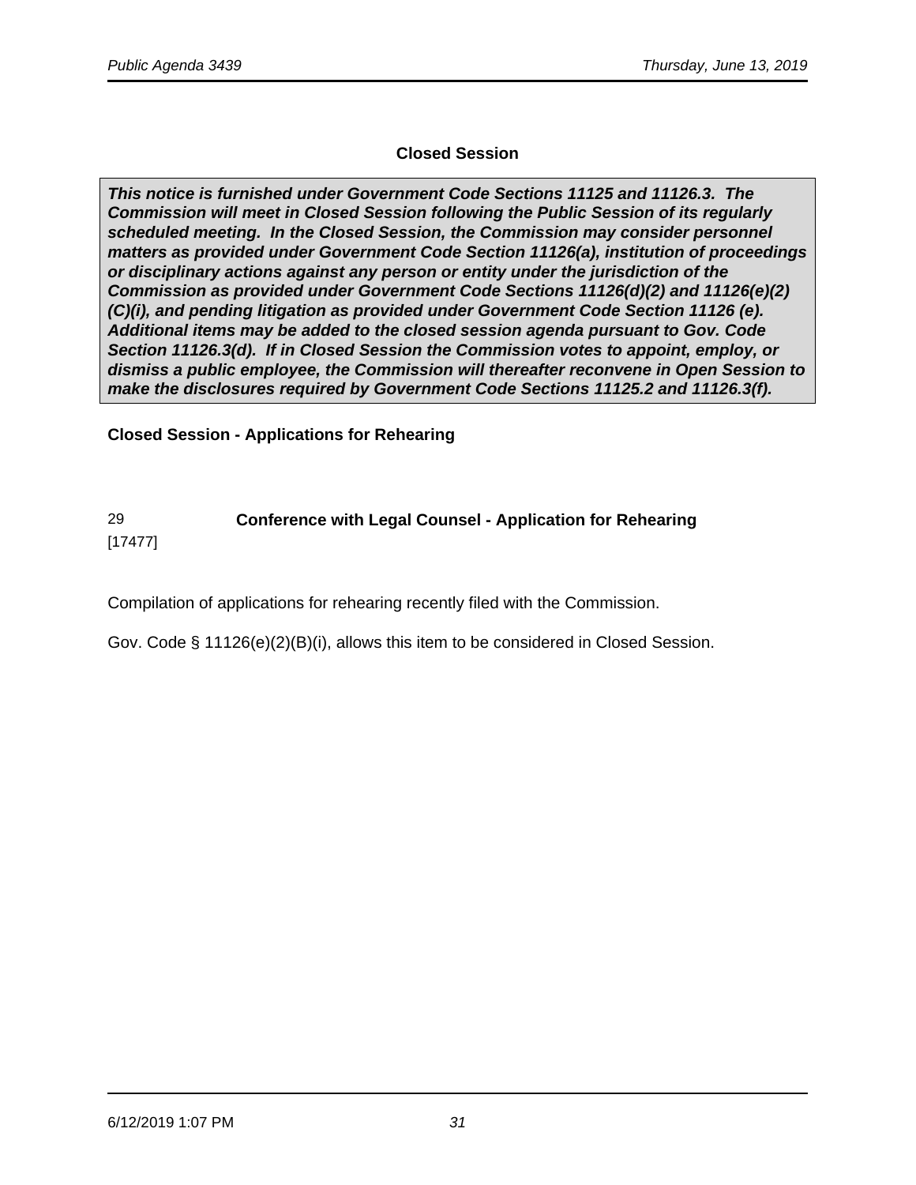## Closed Session

***This notice is furnished under Government Code Sections 11125 and 11126.3. The Commission will meet in Closed Session following the Public Session of its regularly scheduled meeting. In the Closed Session, the Commission may consider personnel matters as provided under Government Code Section 11126(a), institution of proceedings or disciplinary actions against any person or entity under the jurisdiction of the Commission as provided under Government Code Sections 11126(d)(2) and 11126(e)(2)(C)(i), and pending litigation as provided under Government Code Section 11126 (e). Additional items may be added to the closed session agenda pursuant to Gov. Code Section 11126.3(d). If in Closed Session the Commission votes to appoint, employ, or dismiss a public employee, the Commission will thereafter reconvene in Open Session to make the disclosures required by Government Code Sections 11125.2 and 11126.3(f).***

**Closed Session - Applications for Rehearing**

29 [17477] **Conference with Legal Counsel - Application for Rehearing**

Compilation of applications for rehearing recently filed with the Commission.

Gov. Code § 11126(e)(2)(B)(i), allows this item to be considered in Closed Session.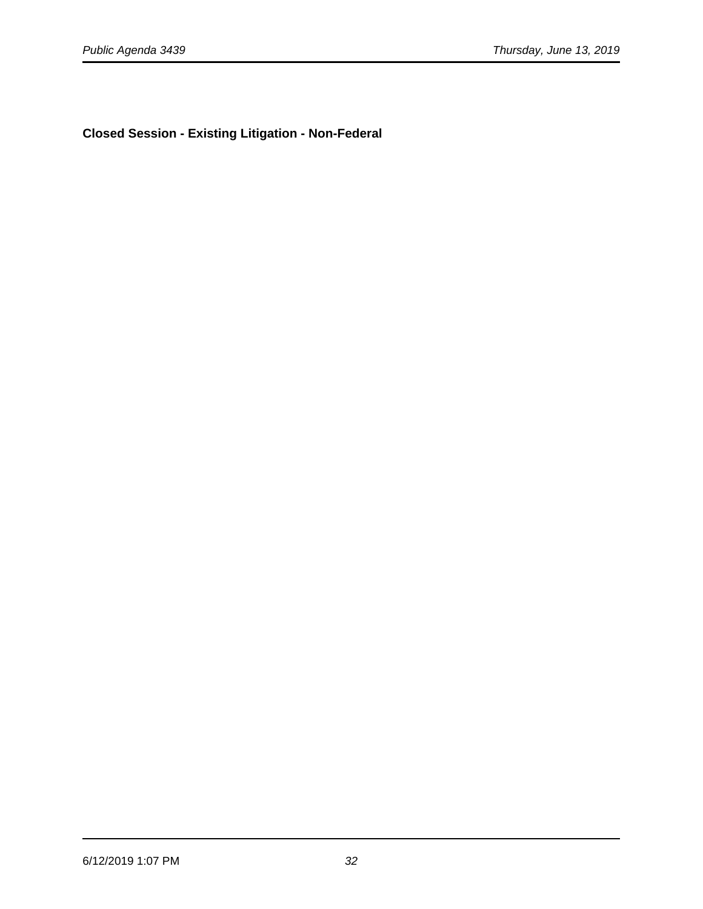**Closed Session - Existing Litigation - Non-Federal**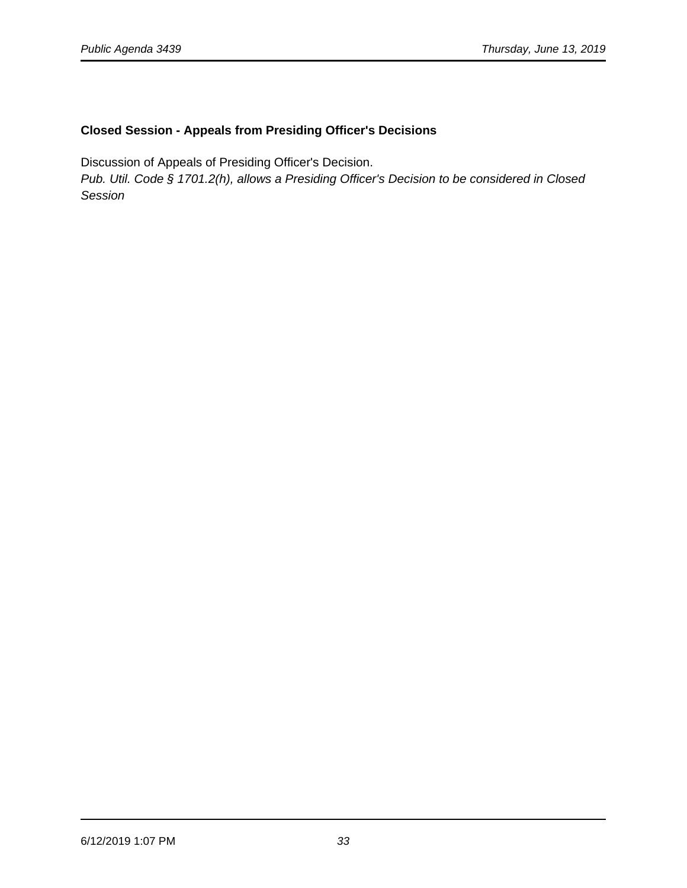**Closed Session - Appeals from Presiding Officer's Decisions**

Discussion of Appeals of Presiding Officer's Decision.
*Pub. Util. Code § 1701.2(h), allows a Presiding Officer's Decision to be considered in Closed Session*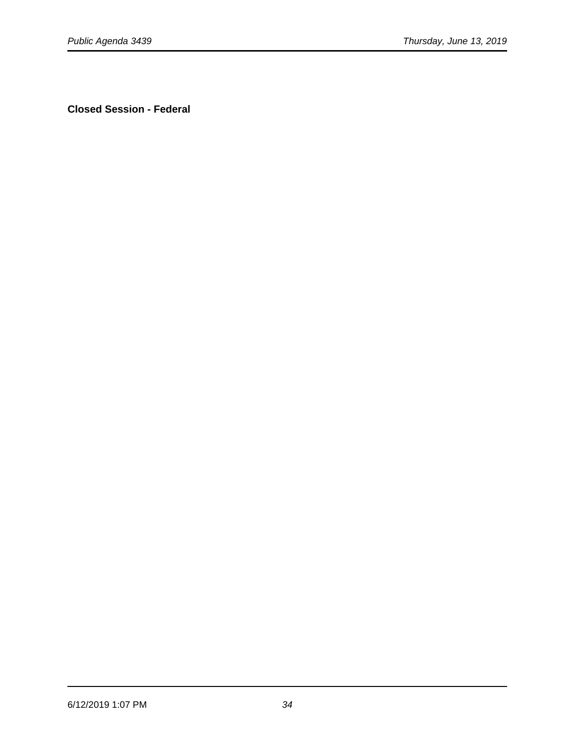**Closed Session - Federal**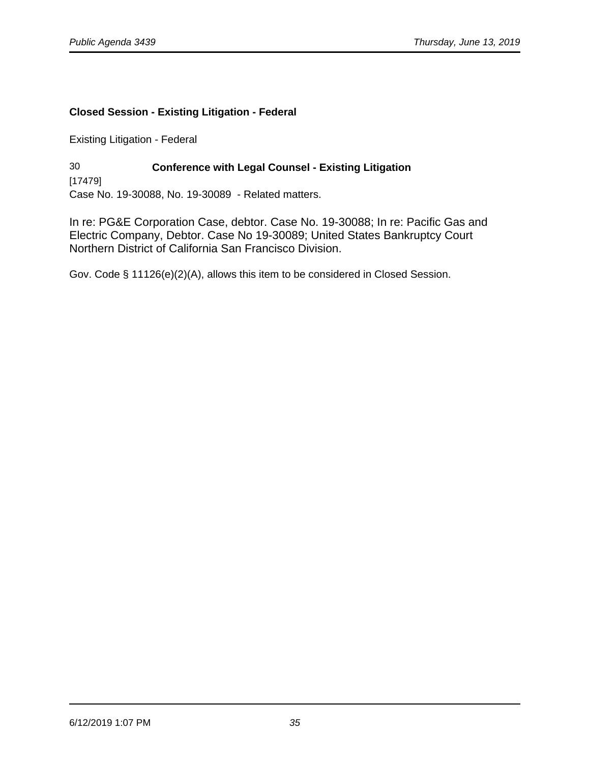**Closed Session - Existing Litigation - Federal**

Existing Litigation - Federal

30 **Conference with Legal Counsel - Existing Litigation**

[17479]

Case No. 19-30088, No. 19-30089 - Related matters.

In re: PG&E Corporation Case, debtor. Case No. 19-30088; In re: Pacific Gas and Electric Company, Debtor. Case No 19-30089; United States Bankruptcy Court Northern District of California San Francisco Division.

Gov. Code § 11126(e)(2)(A), allows this item to be considered in Closed Session.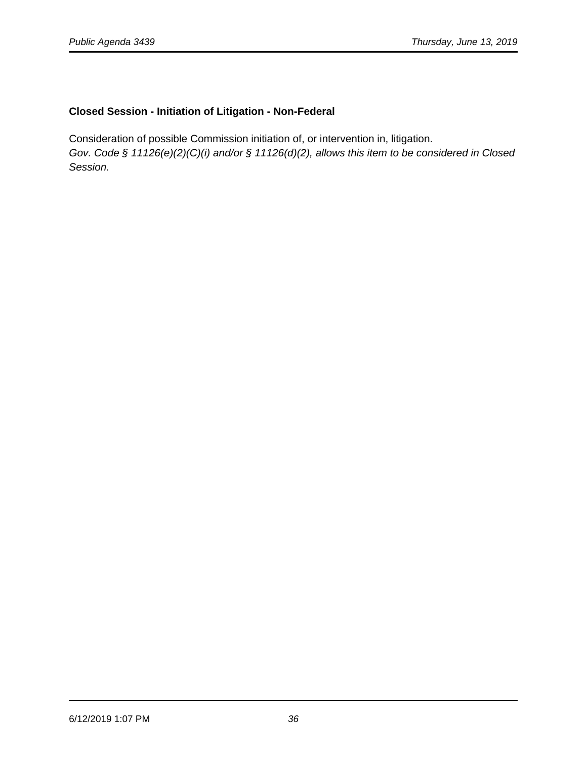**Closed Session - Initiation of Litigation - Non-Federal**

Consideration of possible Commission initiation of, or intervention in, litigation.
*Gov. Code § 11126(e)(2)(C)(i) and/or § 11126(d)(2), allows this item to be considered in Closed Session.*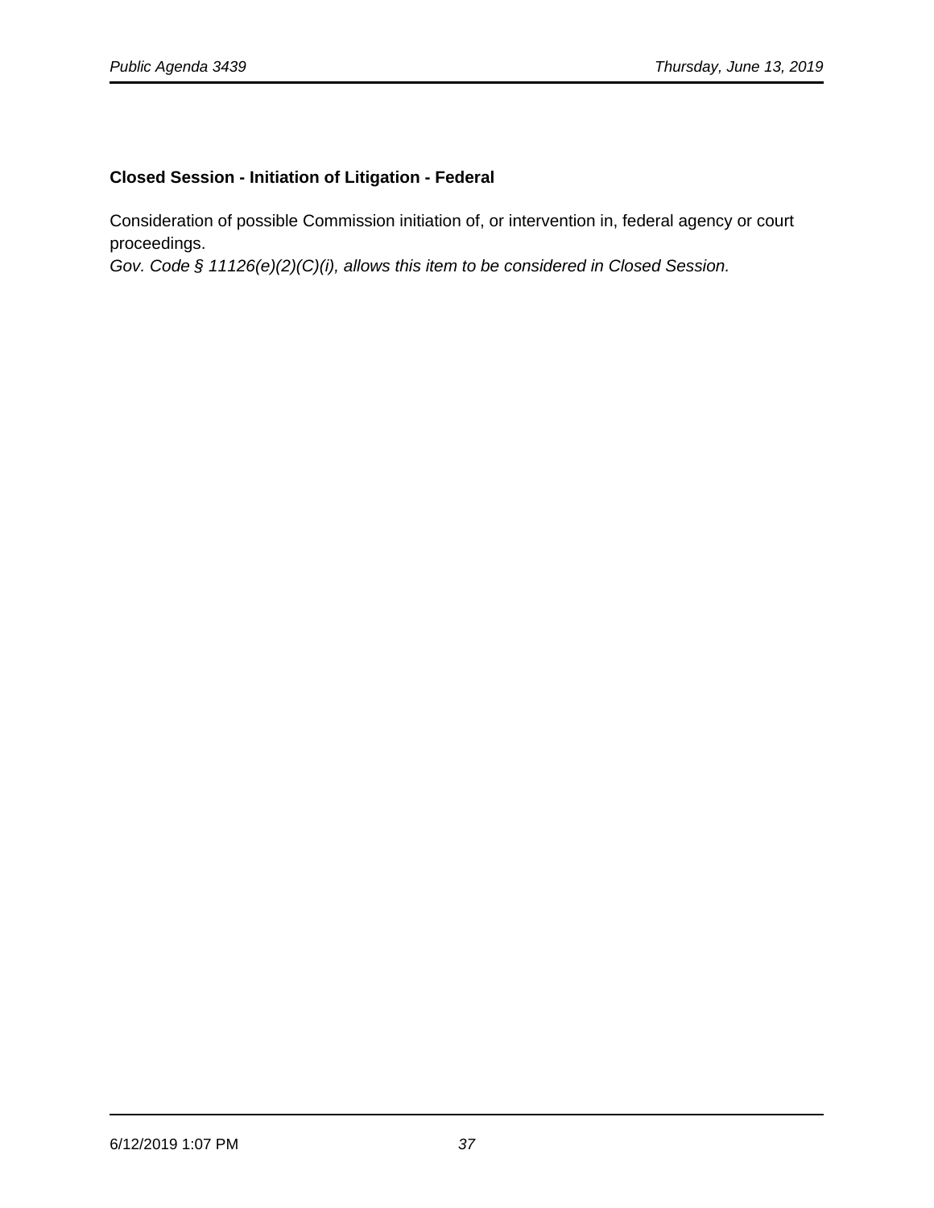**Closed Session - Initiation of Litigation - Federal**

Consideration of possible Commission initiation of, or intervention in, federal agency or court proceedings.
*Gov. Code § 11126(e)(2)(C)(i), allows this item to be considered in Closed Session.*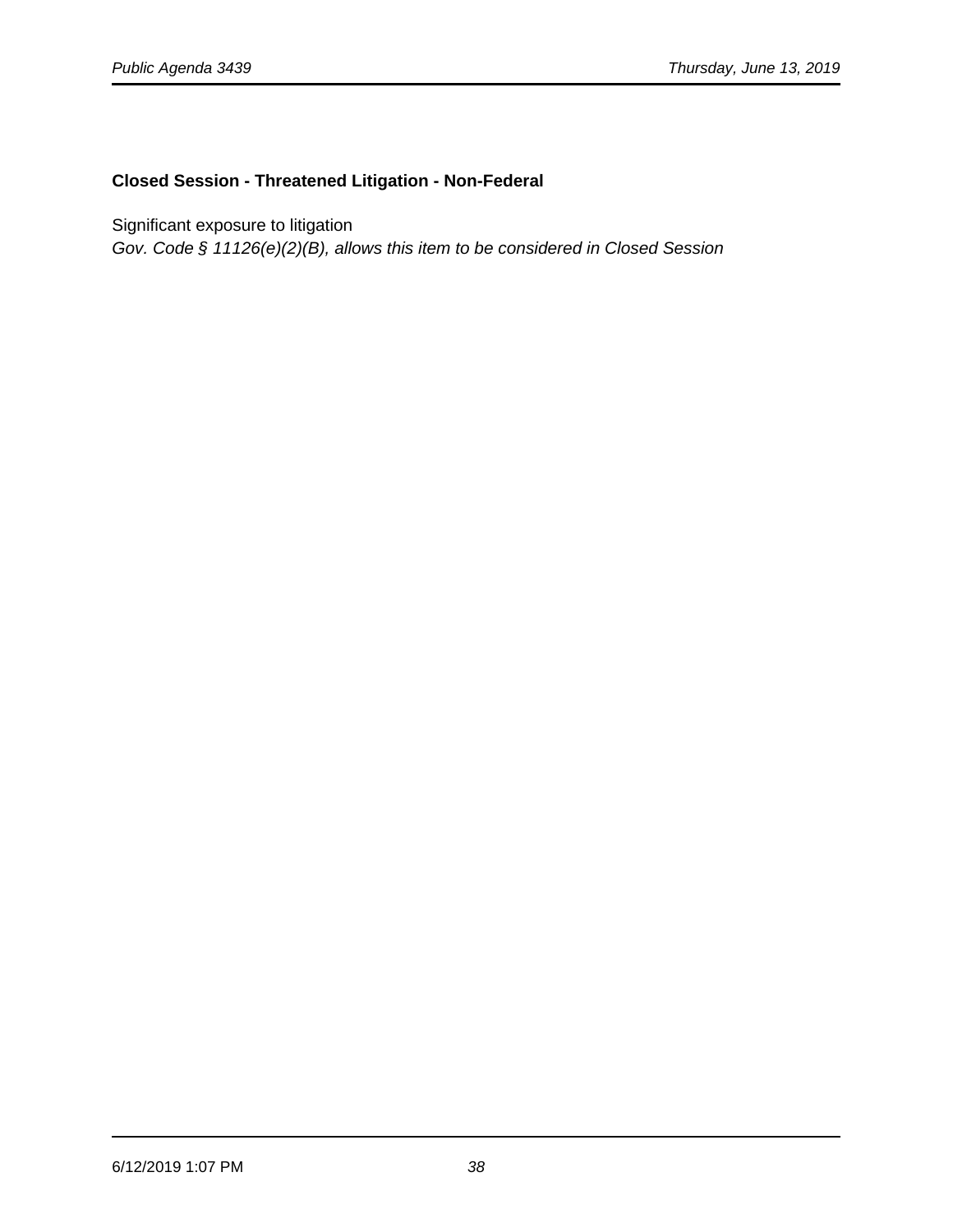**Closed Session - Threatened Litigation - Non-Federal**

Significant exposure to litigation
*Gov. Code § 11126(e)(2)(B), allows this item to be considered in Closed Session*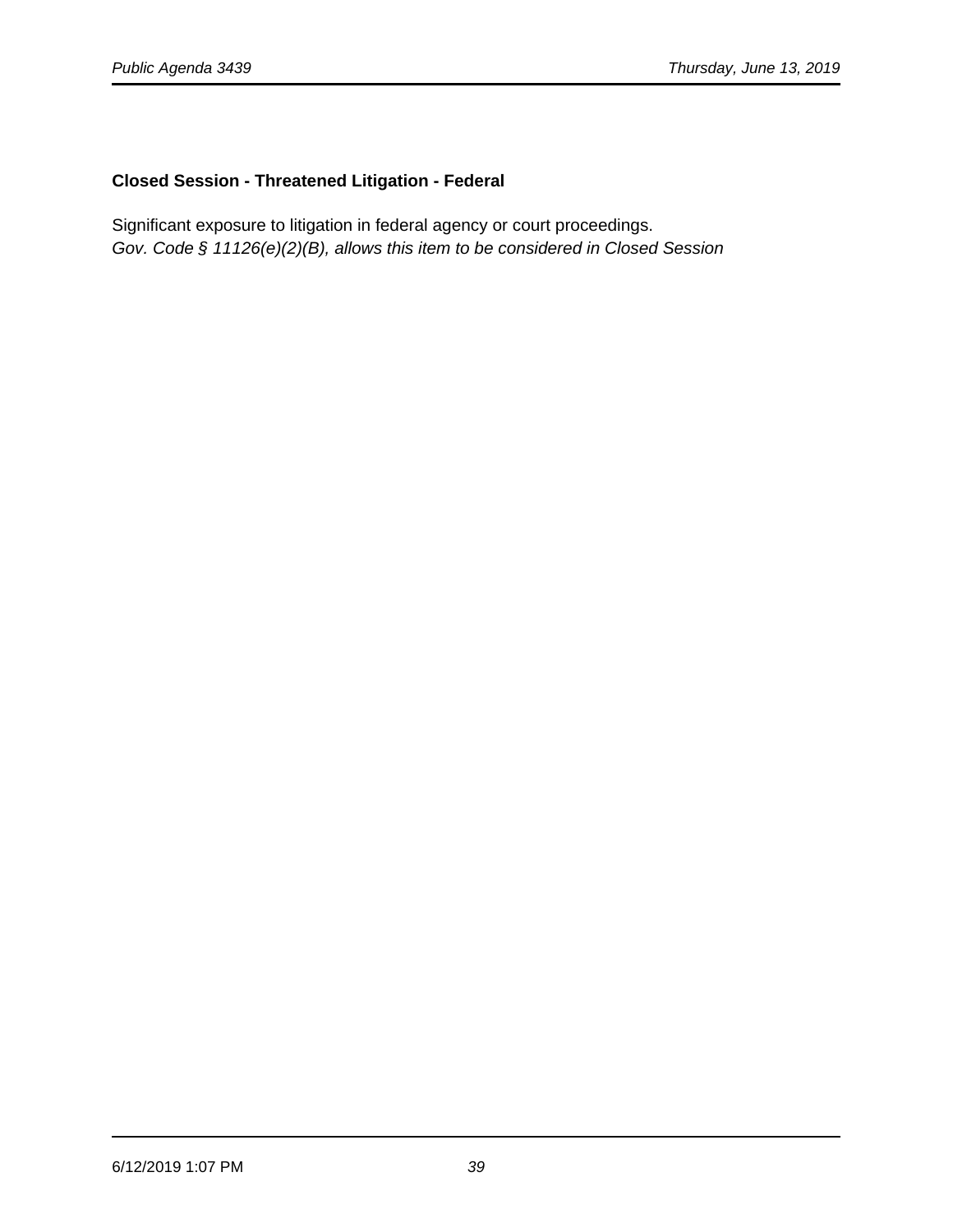**Closed Session - Threatened Litigation - Federal**

Significant exposure to litigation in federal agency or court proceedings.
*Gov. Code § 11126(e)(2)(B), allows this item to be considered in Closed Session*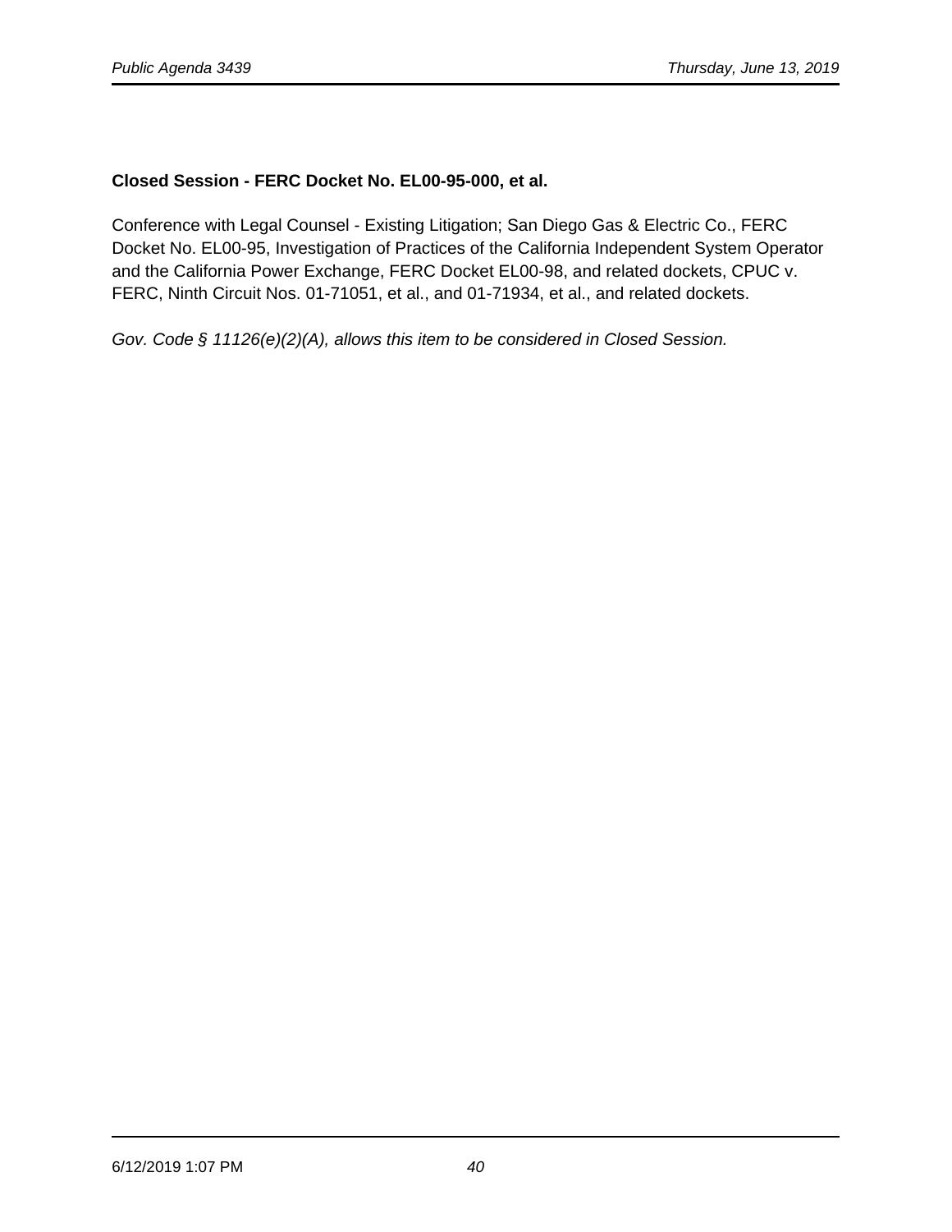**Closed Session - FERC Docket No. EL00-95-000, et al.**

Conference with Legal Counsel - Existing Litigation; San Diego Gas & Electric Co., FERC Docket No. EL00-95, Investigation of Practices of the California Independent System Operator and the California Power Exchange, FERC Docket EL00-98, and related dockets, CPUC v. FERC, Ninth Circuit Nos. 01-71051, et al., and 01-71934, et al., and related dockets.

*Gov. Code § 11126(e)(2)(A), allows this item to be considered in Closed Session.*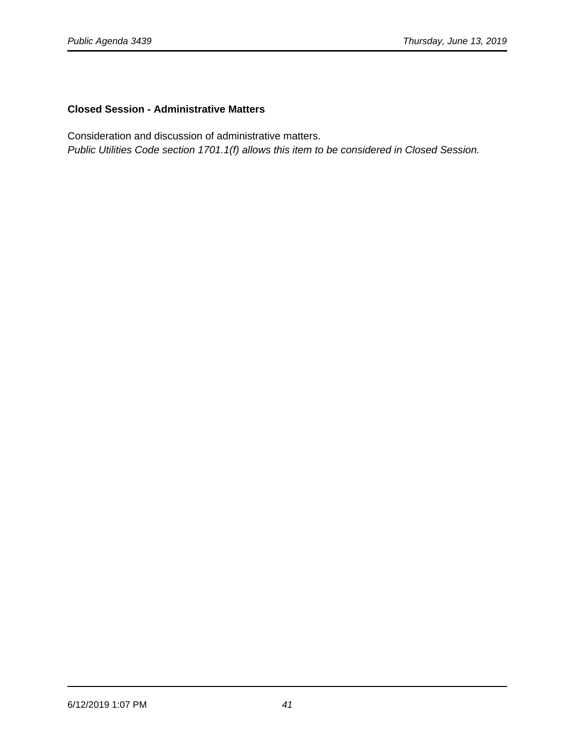**Closed Session - Administrative Matters**

Consideration and discussion of administrative matters.
*Public Utilities Code section 1701.1(f) allows this item to be considered in Closed Session.*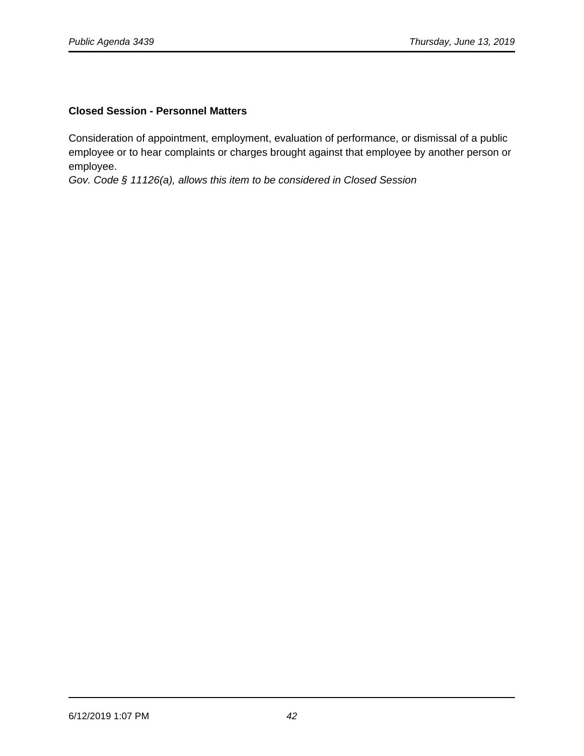**Closed Session - Personnel Matters**

Consideration of appointment, employment, evaluation of performance, or dismissal of a public employee or to hear complaints or charges brought against that employee by another person or employee.
*Gov. Code § 11126(a), allows this item to be considered in Closed Session*